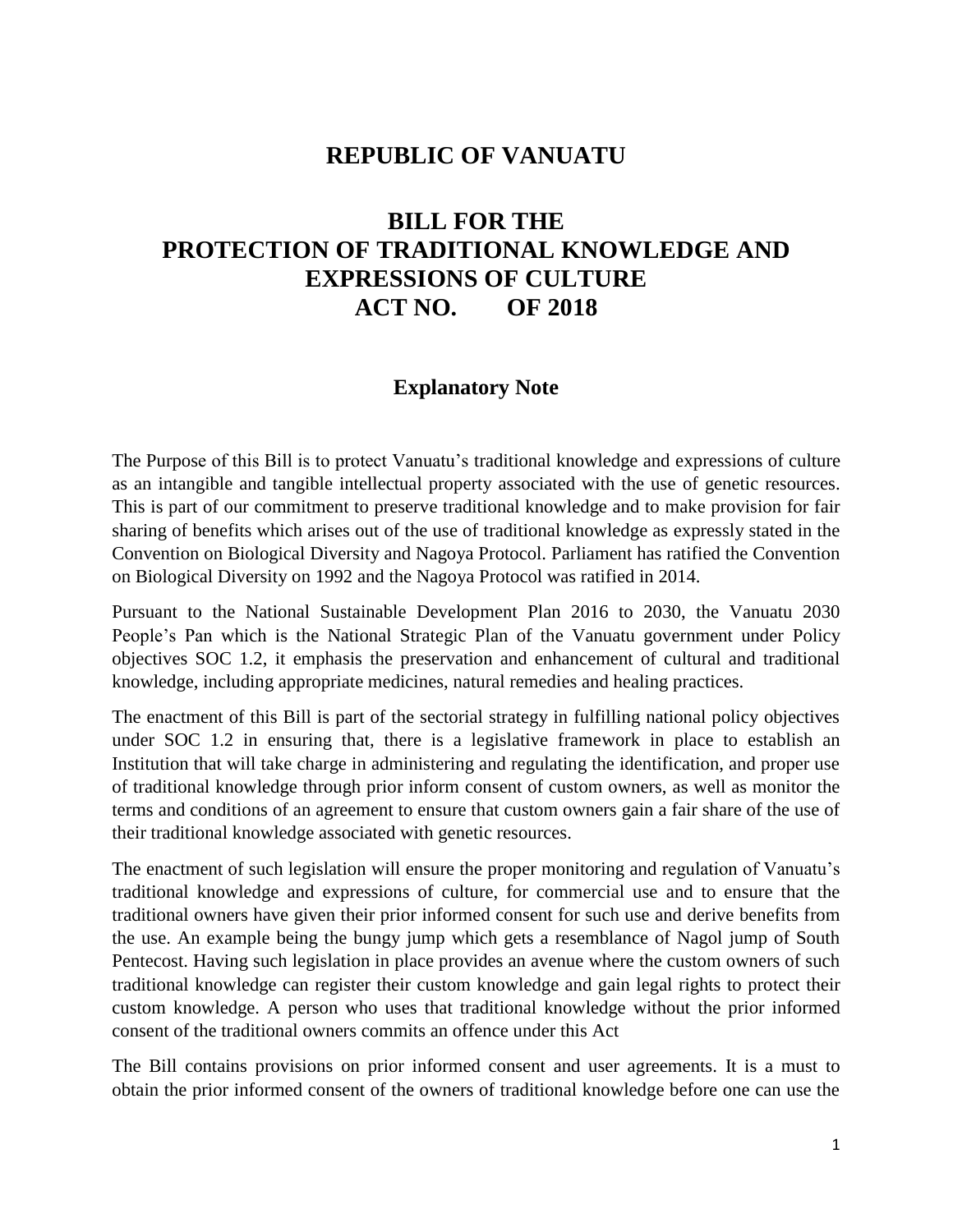# REPUBLIC OF VANUATU

# BILL FOR THE PROTECTION OF TRADITIONAL KNOWLEDGE AND EXPRESSIONS OF CULTURE ACT NO. OF 2018

## Explanatory Note

The Purpose of this Bill is to protect Vanuatu's traditional knowledge and expressions of culture as an intangible and tangible intellectual property associated with the use of genetic resources. This is part of our commitment to preserve traditional knowledge and to make provision for fair sharing of benefits which arises out of the use of traditional knowledge as expressly stated in the Convention on Biological Diversity and Nagoya Protocol. Parliament has ratified the Convention on Biological Diversity on 1992 and the Nagoya Protocol was ratified in 2014.

Pursuant to the National Sustainable Development Plan 2016 to 2030, the Vanuatu 2030 People's Pan which is the National Strategic Plan of the Vanuatu government under Policy objectives SOC 1.2, it emphasis the preservation and enhancement of cultural and traditional knowledge, including appropriate medicines, natural remedies and healing practices.

The enactment of this Bill is part of the sectorial strategy in fulfilling national policy objectives under SOC 1.2 in ensuring that, there is a legislative framework in place to establish an Institution that will take charge in administering and regulating the identification, and proper use of traditional knowledge through prior inform consent of custom owners, as well as monitor the terms and conditions of an agreement to ensure that custom owners gain a fair share of the use of their traditional knowledge associated with genetic resources.

The enactment of such legislation will ensure the proper monitoring and regulation of Vanuatu's traditional knowledge and expressions of culture, for commercial use and to ensure that the traditional owners have given their prior informed consent for such use and derive benefits from the use. An example being the bungy jump which gets a resemblance of Nagol jump of South Pentecost. Having such legislation in place provides an avenue where the custom owners of such traditional knowledge can register their custom knowledge and gain legal rights to protect their custom knowledge. A person who uses that traditional knowledge without the prior informed consent of the traditional owners commits an offence under this Act

The Bill contains provisions on prior informed consent and user agreements. It is a must to obtain the prior informed consent of the owners of traditional knowledge before one can use the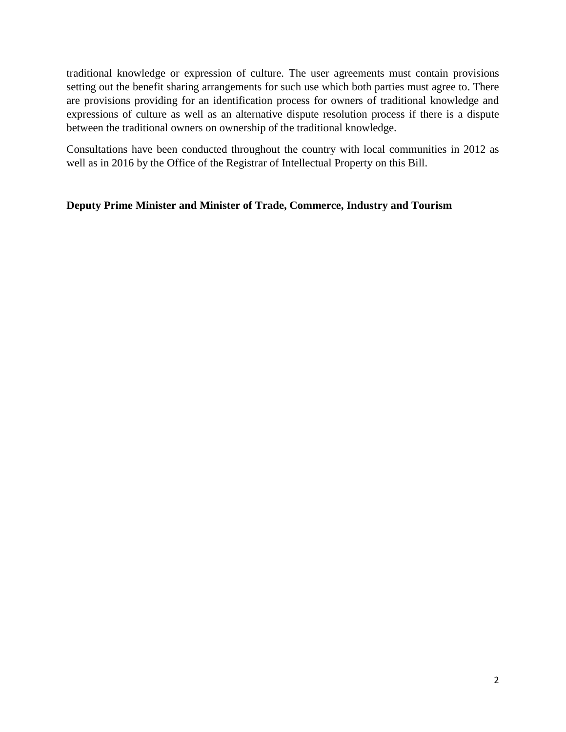traditional knowledge or expression of culture. The user agreements must contain provisions setting out the benefit sharing arrangements for such use which both parties must agree to. There are provisions providing for an identification process for owners of traditional knowledge and expressions of culture as well as an alternative dispute resolution process if there is a dispute between the traditional owners on ownership of the traditional knowledge.

Consultations have been conducted throughout the country with local communities in 2012 as well as in 2016 by the Office of the Registrar of Intellectual Property on this Bill.

**Deputy Prime Minister and Minister of Trade, Commerce, Industry and Tourism**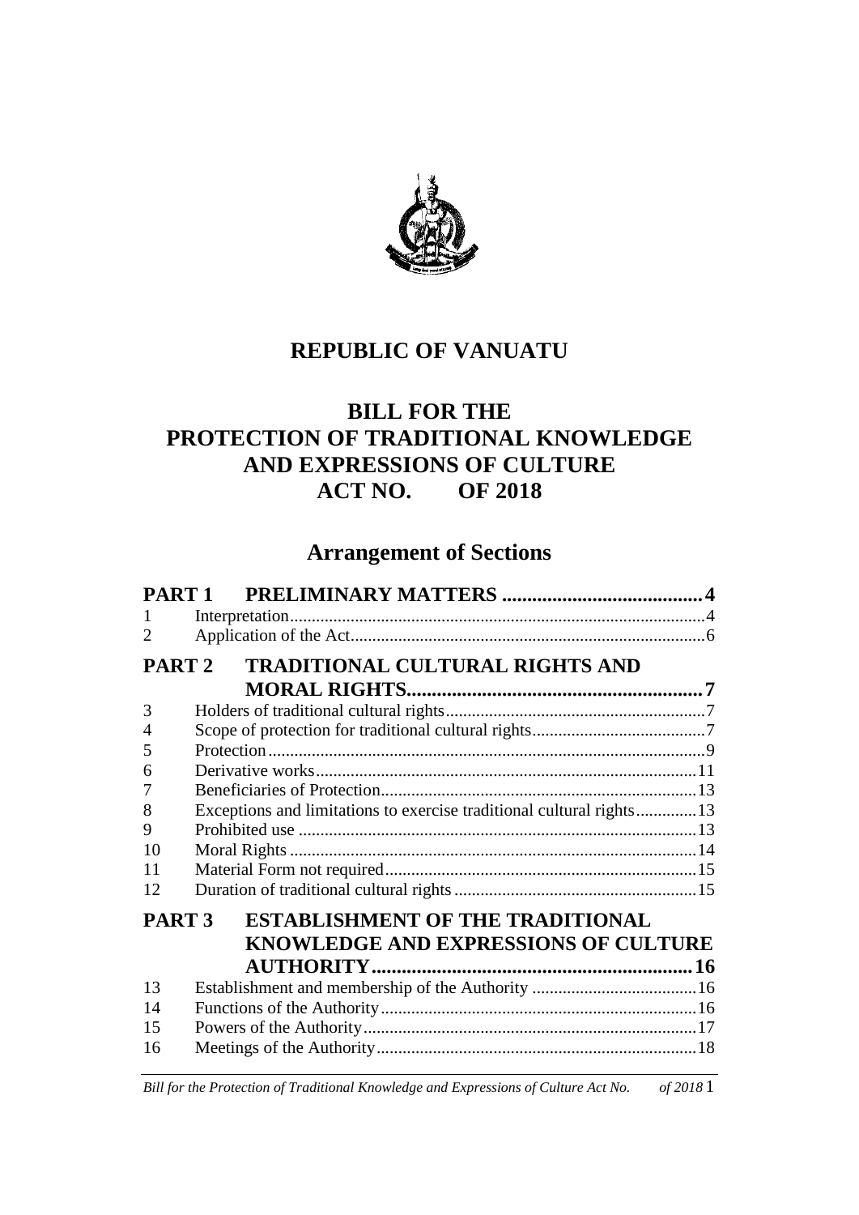# REPUBLIC OF VANUATU

# BILL FOR THE PROTECTION OF TRADITIONAL KNOWLEDGE AND EXPRESSIONS OF CULTURE ACT NO. OF 2018

## Arrangement of Sections

| | | |
|---|---|---|
| **PART 1** | **PRELIMINARY MATTERS** | **4** |
| 1 | Interpretation | 4 |
| 2 | Application of the Act | 6 |
| **PART 2** | **TRADITIONAL CULTURAL RIGHTS AND MORAL RIGHTS** | **7** |
| 3 | Holders of traditional cultural rights | 7 |
| 4 | Scope of protection for traditional cultural rights | 7 |
| 5 | Protection | 9 |
| 6 | Derivative works | 11 |
| 7 | Beneficiaries of Protection | 13 |
| 8 | Exceptions and limitations to exercise traditional cultural rights | 13 |
| 9 | Prohibited use | 13 |
| 10 | Moral Rights | 14 |
| 11 | Material Form not required | 15 |
| 12 | Duration of traditional cultural rights | 15 |
| **PART 3** | **ESTABLISHMENT OF THE TRADITIONAL KNOWLEDGE AND EXPRESSIONS OF CULTURE AUTHORITY** | **16** |
| 13 | Establishment and membership of the Authority | 16 |
| 14 | Functions of the Authority | 16 |
| 15 | Powers of the Authority | 17 |
| 16 | Meetings of the Authority | 18 |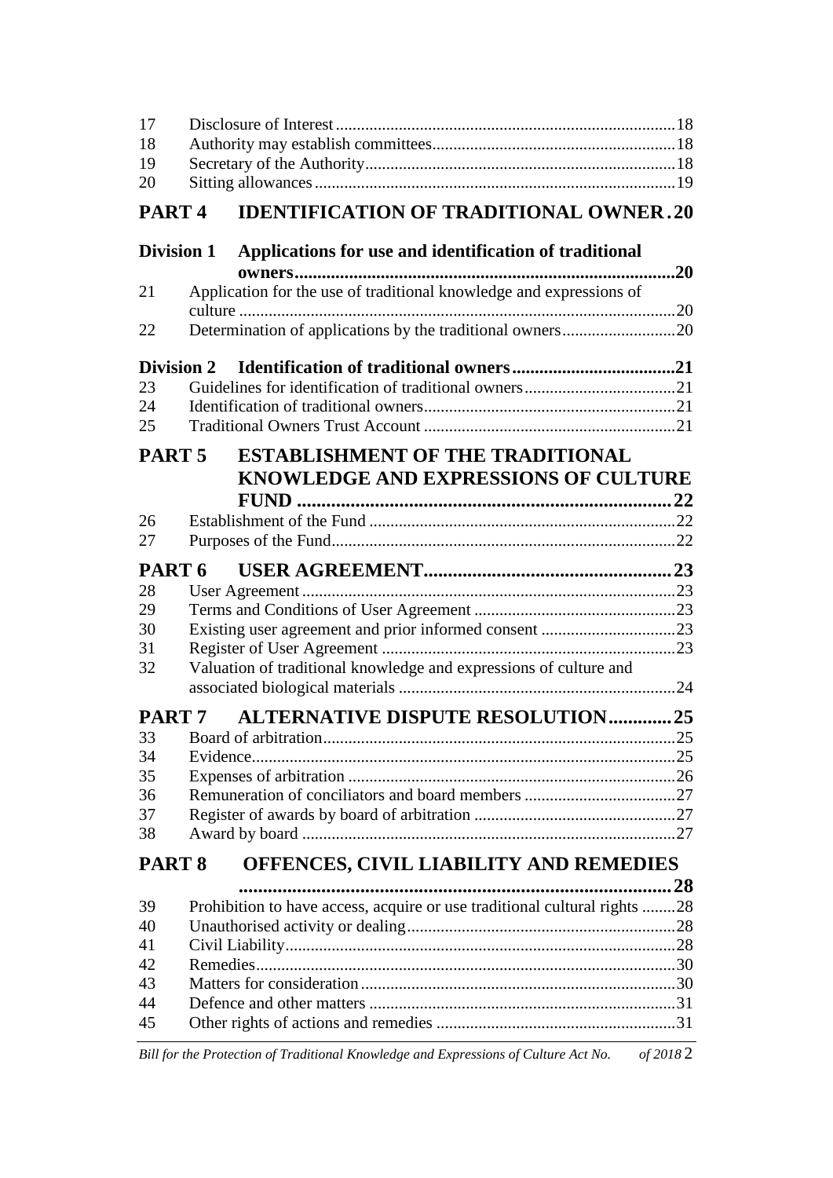17 Disclosure of Interest ........ 18
18 Authority may establish committees ........ 18
19 Secretary of the Authority ........ 18
20 Sitting allowances ........ 19

**PART 4 IDENTIFICATION OF TRADITIONAL OWNER . 20**

**Division 1 Applications for use and identification of traditional owners ........ 20**

21 Application for the use of traditional knowledge and expressions of culture ........ 20
22 Determination of applications by the traditional owners ........ 20

**Division 2 Identification of traditional owners ........ 21**

23 Guidelines for identification of traditional owners ........ 21
24 Identification of traditional owners ........ 21
25 Traditional Owners Trust Account ........ 21

**PART 5 ESTABLISHMENT OF THE TRADITIONAL KNOWLEDGE AND EXPRESSIONS OF CULTURE FUND ........ 22**

26 Establishment of the Fund ........ 22
27 Purposes of the Fund ........ 22

**PART 6 USER AGREEMENT ........ 23**

28 User Agreement ........ 23
29 Terms and Conditions of User Agreement ........ 23
30 Existing user agreement and prior informed consent ........ 23
31 Register of User Agreement ........ 23
32 Valuation of traditional knowledge and expressions of culture and associated biological materials ........ 24

**PART 7 ALTERNATIVE DISPUTE RESOLUTION ........ 25**

33 Board of arbitration ........ 25
34 Evidence ........ 25
35 Expenses of arbitration ........ 26
36 Remuneration of conciliators and board members ........ 27
37 Register of awards by board of arbitration ........ 27
38 Award by board ........ 27

**PART 8 OFFENCES, CIVIL LIABILITY AND REMEDIES ........ 28**

39 Prohibition to have access, acquire or use traditional cultural rights ........ 28
40 Unauthorised activity or dealing ........ 28
41 Civil Liability ........ 28
42 Remedies ........ 30
43 Matters for consideration ........ 30
44 Defence and other matters ........ 31
45 Other rights of actions and remedies ........ 31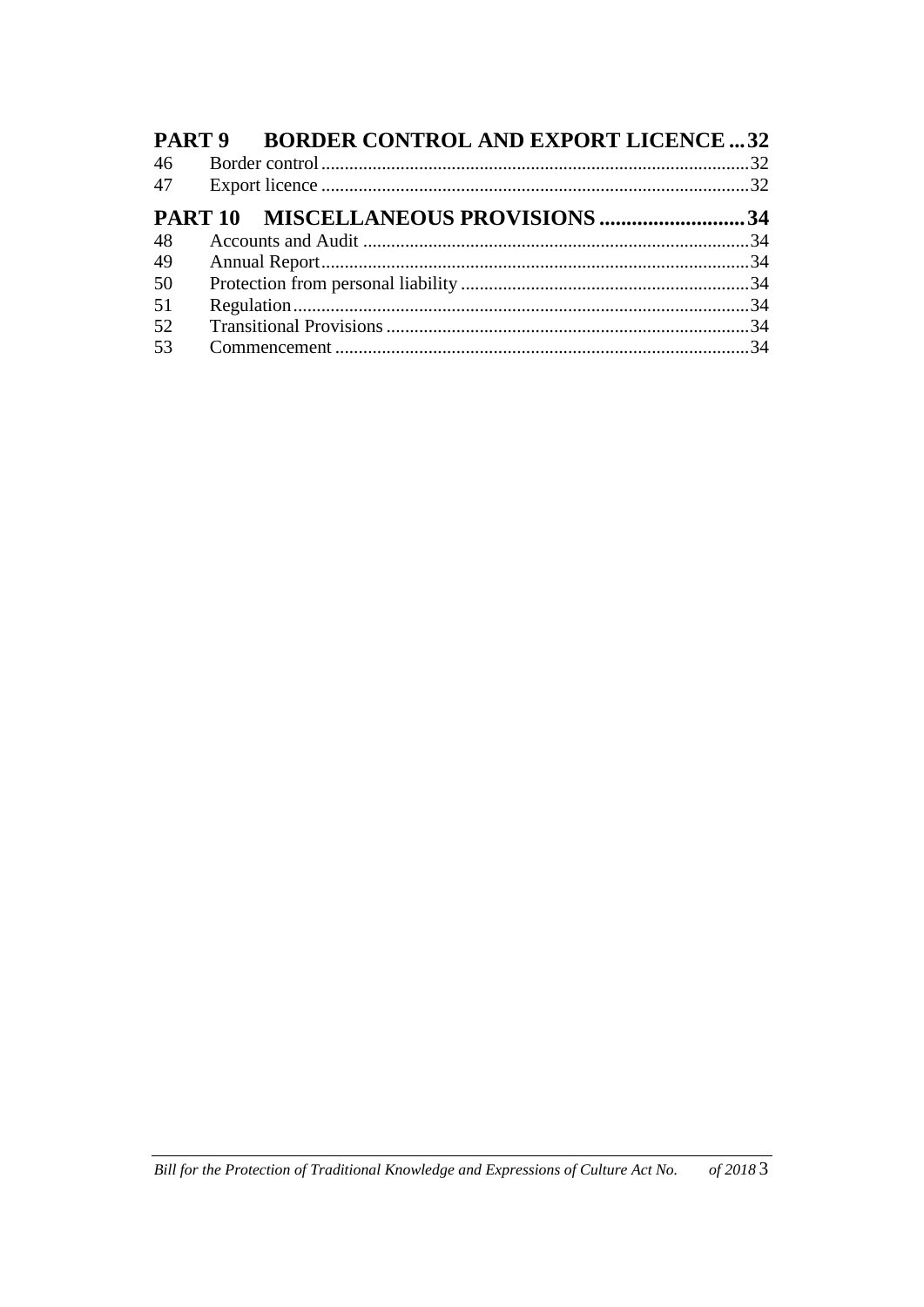**PART 9 BORDER CONTROL AND EXPORT LICENCE ... 32**

46 Border control ... 32
47 Export licence ... 32

**PART 10 MISCELLANEOUS PROVISIONS ... 34**

48 Accounts and Audit ... 34
49 Annual Report ... 34
50 Protection from personal liability ... 34
51 Regulation ... 34
52 Transitional Provisions ... 34
53 Commencement ... 34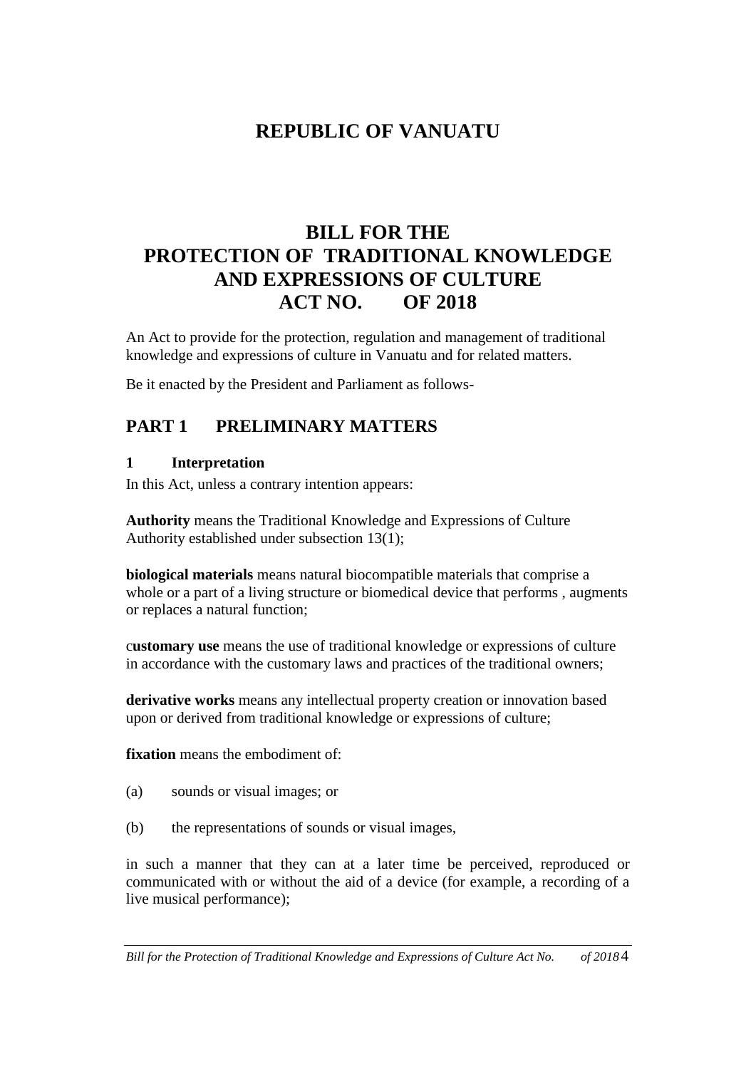# REPUBLIC OF VANUATU

# BILL FOR THE PROTECTION OF TRADITIONAL KNOWLEDGE AND EXPRESSIONS OF CULTURE ACT NO. OF 2018

An Act to provide for the protection, regulation and management of traditional knowledge and expressions of culture in Vanuatu and for related matters.

Be it enacted by the President and Parliament as follows-

## PART 1 PRELIMINARY MATTERS

### 1 Interpretation

In this Act, unless a contrary intention appears:

**Authority** means the Traditional Knowledge and Expressions of Culture Authority established under subsection 13(1);

**biological materials** means natural biocompatible materials that comprise a whole or a part of a living structure or biomedical device that performs , augments or replaces a natural function;

c**ustomary use** means the use of traditional knowledge or expressions of culture in accordance with the customary laws and practices of the traditional owners;

**derivative works** means any intellectual property creation or innovation based upon or derived from traditional knowledge or expressions of culture;

**fixation** means the embodiment of:

(a) sounds or visual images; or

(b) the representations of sounds or visual images,

in such a manner that they can at a later time be perceived, reproduced or communicated with or without the aid of a device (for example, a recording of a live musical performance);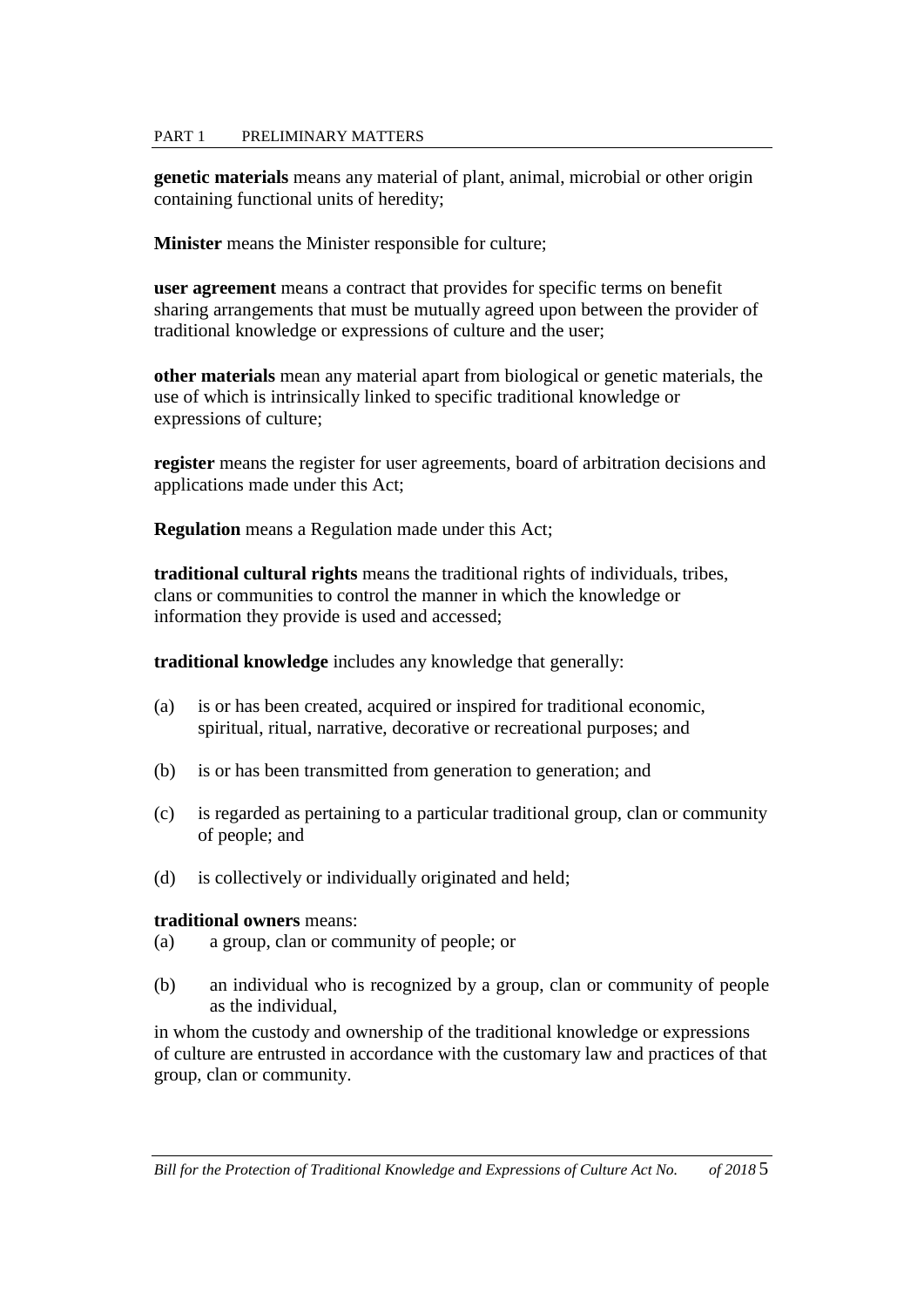**genetic materials** means any material of plant, animal, microbial or other origin containing functional units of heredity;

**Minister** means the Minister responsible for culture;

**user agreement** means a contract that provides for specific terms on benefit sharing arrangements that must be mutually agreed upon between the provider of traditional knowledge or expressions of culture and the user;

**other materials** mean any material apart from biological or genetic materials, the use of which is intrinsically linked to specific traditional knowledge or expressions of culture;

**register** means the register for user agreements, board of arbitration decisions and applications made under this Act;

**Regulation** means a Regulation made under this Act;

**traditional cultural rights** means the traditional rights of individuals, tribes, clans or communities to control the manner in which the knowledge or information they provide is used and accessed;

**traditional knowledge** includes any knowledge that generally:

(a) is or has been created, acquired or inspired for traditional economic, spiritual, ritual, narrative, decorative or recreational purposes; and

(b) is or has been transmitted from generation to generation; and

(c) is regarded as pertaining to a particular traditional group, clan or community of people; and

(d) is collectively or individually originated and held;

**traditional owners** means:

(a) a group, clan or community of people; or

(b) an individual who is recognized by a group, clan or community of people as the individual,

in whom the custody and ownership of the traditional knowledge or expressions of culture are entrusted in accordance with the customary law and practices of that group, clan or community.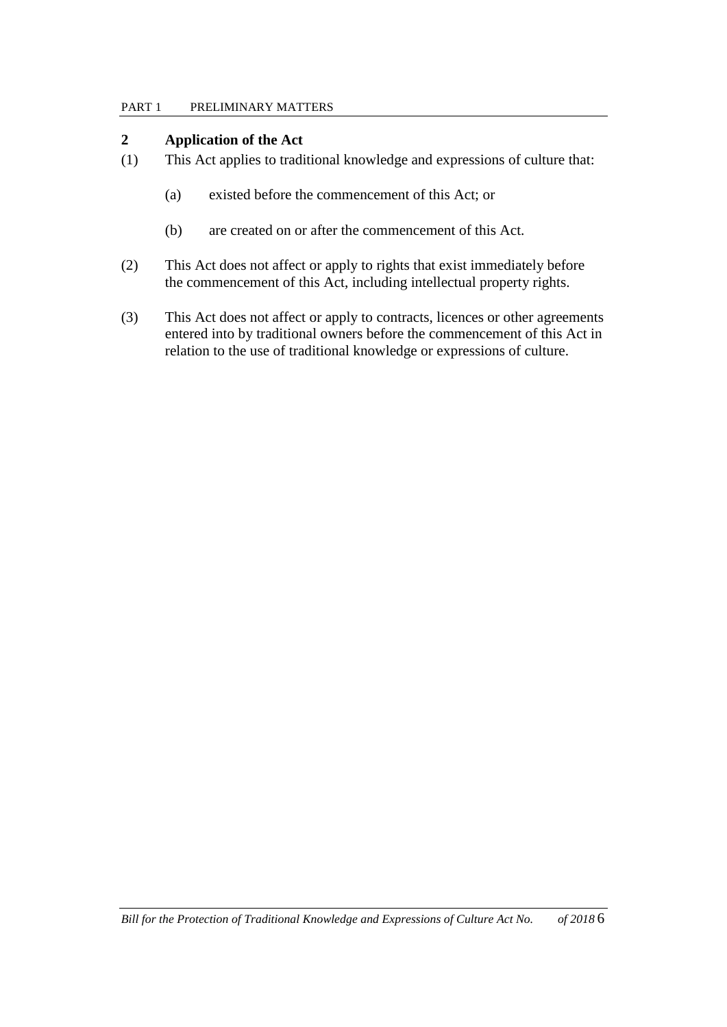## 2 Application of the Act

(1) This Act applies to traditional knowledge and expressions of culture that:

  (a) existed before the commencement of this Act; or

  (b) are created on or after the commencement of this Act.

(2) This Act does not affect or apply to rights that exist immediately before the commencement of this Act, including intellectual property rights.

(3) This Act does not affect or apply to contracts, licences or other agreements entered into by traditional owners before the commencement of this Act in relation to the use of traditional knowledge or expressions of culture.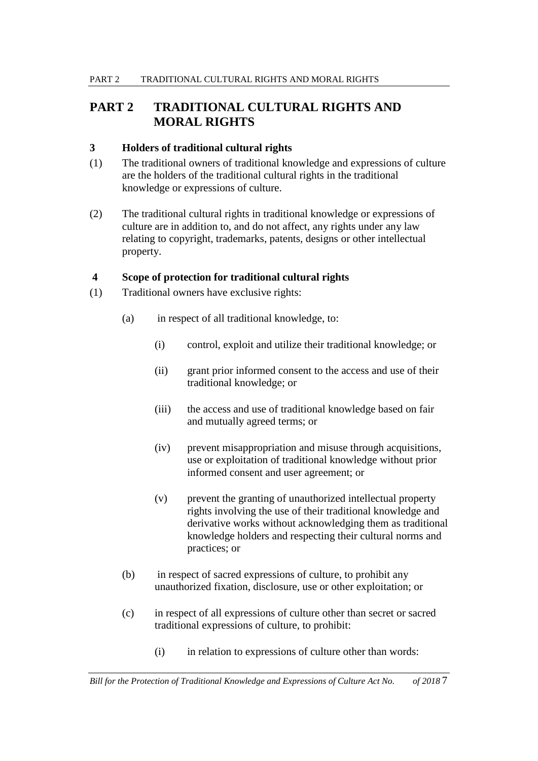# PART 2 TRADITIONAL CULTURAL RIGHTS AND MORAL RIGHTS

### 3 Holders of traditional cultural rights

(1) The traditional owners of traditional knowledge and expressions of culture are the holders of the traditional cultural rights in the traditional knowledge or expressions of culture.

(2) The traditional cultural rights in traditional knowledge or expressions of culture are in addition to, and do not affect, any rights under any law relating to copyright, trademarks, patents, designs or other intellectual property.

### 4 Scope of protection for traditional cultural rights

(1) Traditional owners have exclusive rights:

- (a) in respect of all traditional knowledge, to:
  - (i) control, exploit and utilize their traditional knowledge; or
  - (ii) grant prior informed consent to the access and use of their traditional knowledge; or
  - (iii) the access and use of traditional knowledge based on fair and mutually agreed terms; or
  - (iv) prevent misappropriation and misuse through acquisitions, use or exploitation of traditional knowledge without prior informed consent and user agreement; or
  - (v) prevent the granting of unauthorized intellectual property rights involving the use of their traditional knowledge and derivative works without acknowledging them as traditional knowledge holders and respecting their cultural norms and practices; or
- (b) in respect of sacred expressions of culture, to prohibit any unauthorized fixation, disclosure, use or other exploitation; or
- (c) in respect of all expressions of culture other than secret or sacred traditional expressions of culture, to prohibit:
  - (i) in relation to expressions of culture other than words: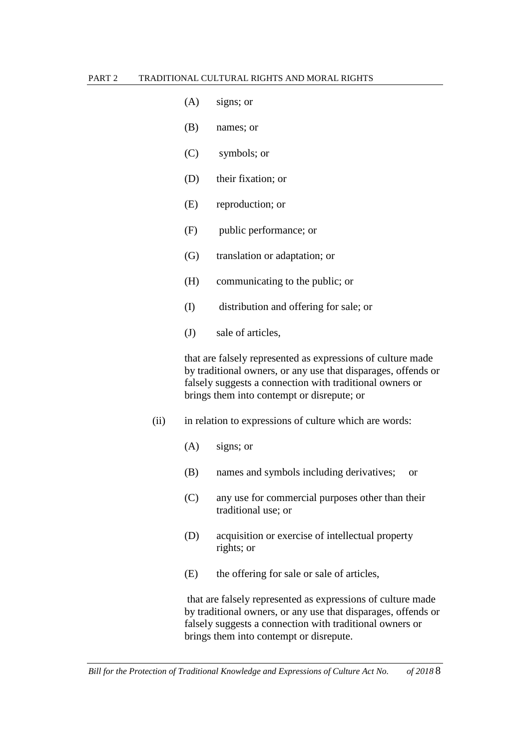(A) signs; or

(B) names; or

(C) symbols; or

(D) their fixation; or

(E) reproduction; or

(F) public performance; or

(G) translation or adaptation; or

(H) communicating to the public; or

(I) distribution and offering for sale; or

(J) sale of articles,

that are falsely represented as expressions of culture made by traditional owners, or any use that disparages, offends or falsely suggests a connection with traditional owners or brings them into contempt or disrepute; or

(ii) in relation to expressions of culture which are words:

(A) signs; or

(B) names and symbols including derivatives; or

(C) any use for commercial purposes other than their traditional use; or

(D) acquisition or exercise of intellectual property rights; or

(E) the offering for sale or sale of articles,

that are falsely represented as expressions of culture made by traditional owners, or any use that disparages, offends or falsely suggests a connection with traditional owners or brings them into contempt or disrepute.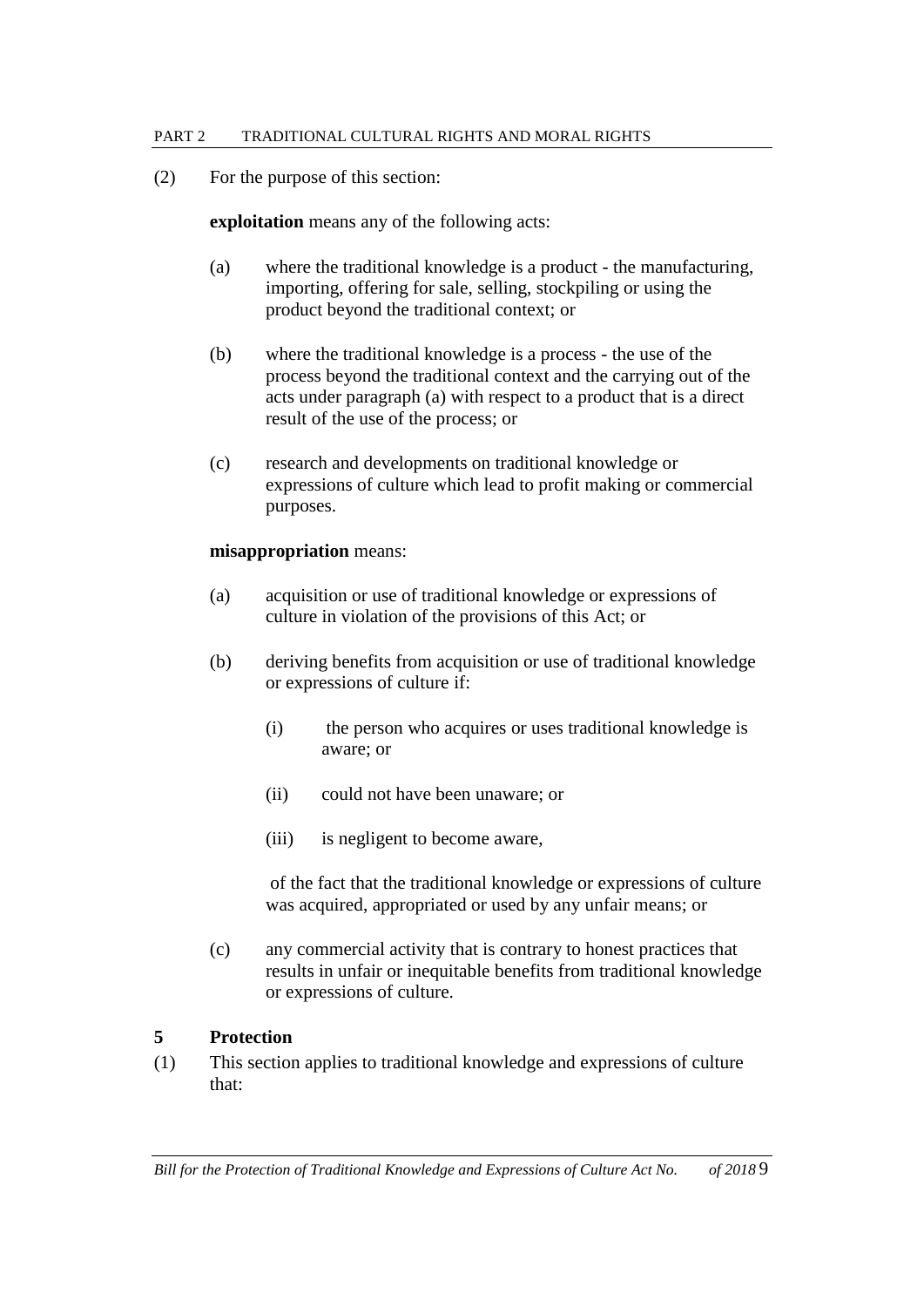(2) For the purpose of this section:

**exploitation** means any of the following acts:

(a) where the traditional knowledge is a product - the manufacturing, importing, offering for sale, selling, stockpiling or using the product beyond the traditional context; or

(b) where the traditional knowledge is a process - the use of the process beyond the traditional context and the carrying out of the acts under paragraph (a) with respect to a product that is a direct result of the use of the process; or

(c) research and developments on traditional knowledge or expressions of culture which lead to profit making or commercial purposes.

**misappropriation** means:

(a) acquisition or use of traditional knowledge or expressions of culture in violation of the provisions of this Act; or

(b) deriving benefits from acquisition or use of traditional knowledge or expressions of culture if:

(i) the person who acquires or uses traditional knowledge is aware; or

(ii) could not have been unaware; or

(iii) is negligent to become aware,

of the fact that the traditional knowledge or expressions of culture was acquired, appropriated or used by any unfair means; or

(c) any commercial activity that is contrary to honest practices that results in unfair or inequitable benefits from traditional knowledge or expressions of culture.

### 5 Protection

(1) This section applies to traditional knowledge and expressions of culture that: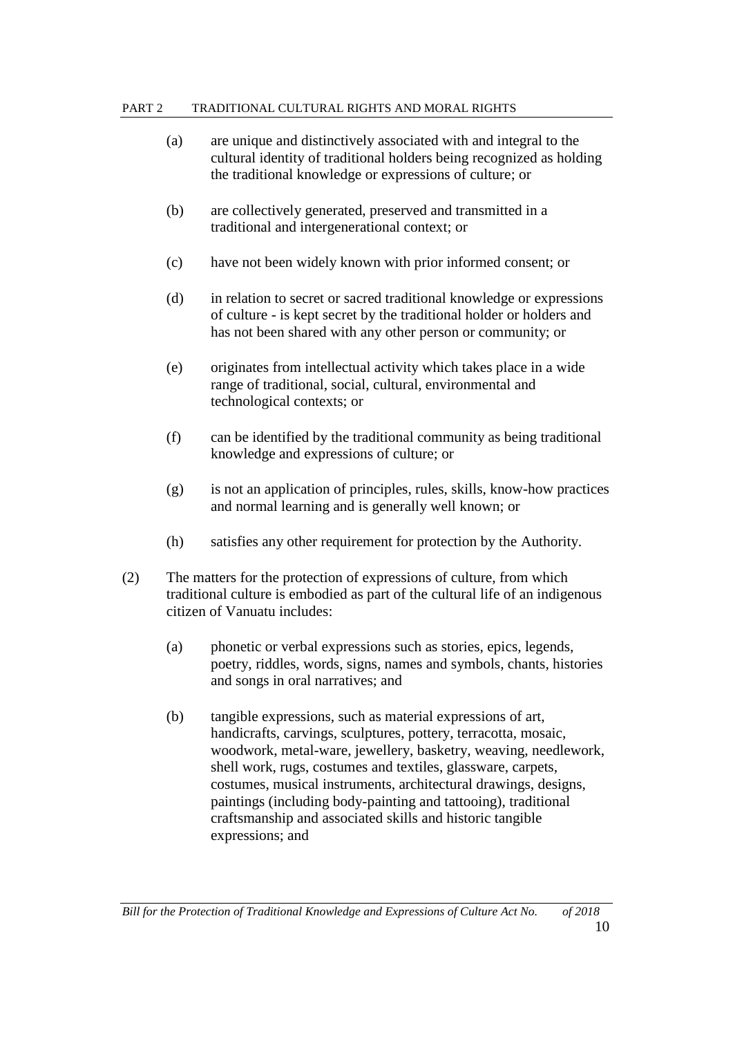(a) are unique and distinctively associated with and integral to the cultural identity of traditional holders being recognized as holding the traditional knowledge or expressions of culture; or

(b) are collectively generated, preserved and transmitted in a traditional and intergenerational context; or

(c) have not been widely known with prior informed consent; or

(d) in relation to secret or sacred traditional knowledge or expressions of culture - is kept secret by the traditional holder or holders and has not been shared with any other person or community; or

(e) originates from intellectual activity which takes place in a wide range of traditional, social, cultural, environmental and technological contexts; or

(f) can be identified by the traditional community as being traditional knowledge and expressions of culture; or

(g) is not an application of principles, rules, skills, know-how practices and normal learning and is generally well known; or

(h) satisfies any other requirement for protection by the Authority.

(2) The matters for the protection of expressions of culture, from which traditional culture is embodied as part of the cultural life of an indigenous citizen of Vanuatu includes:

(a) phonetic or verbal expressions such as stories, epics, legends, poetry, riddles, words, signs, names and symbols, chants, histories and songs in oral narratives; and

(b) tangible expressions, such as material expressions of art, handicrafts, carvings, sculptures, pottery, terracotta, mosaic, woodwork, metal-ware, jewellery, basketry, weaving, needlework, shell work, rugs, costumes and textiles, glassware, carpets, costumes, musical instruments, architectural drawings, designs, paintings (including body-painting and tattooing), traditional craftsmanship and associated skills and historic tangible expressions; and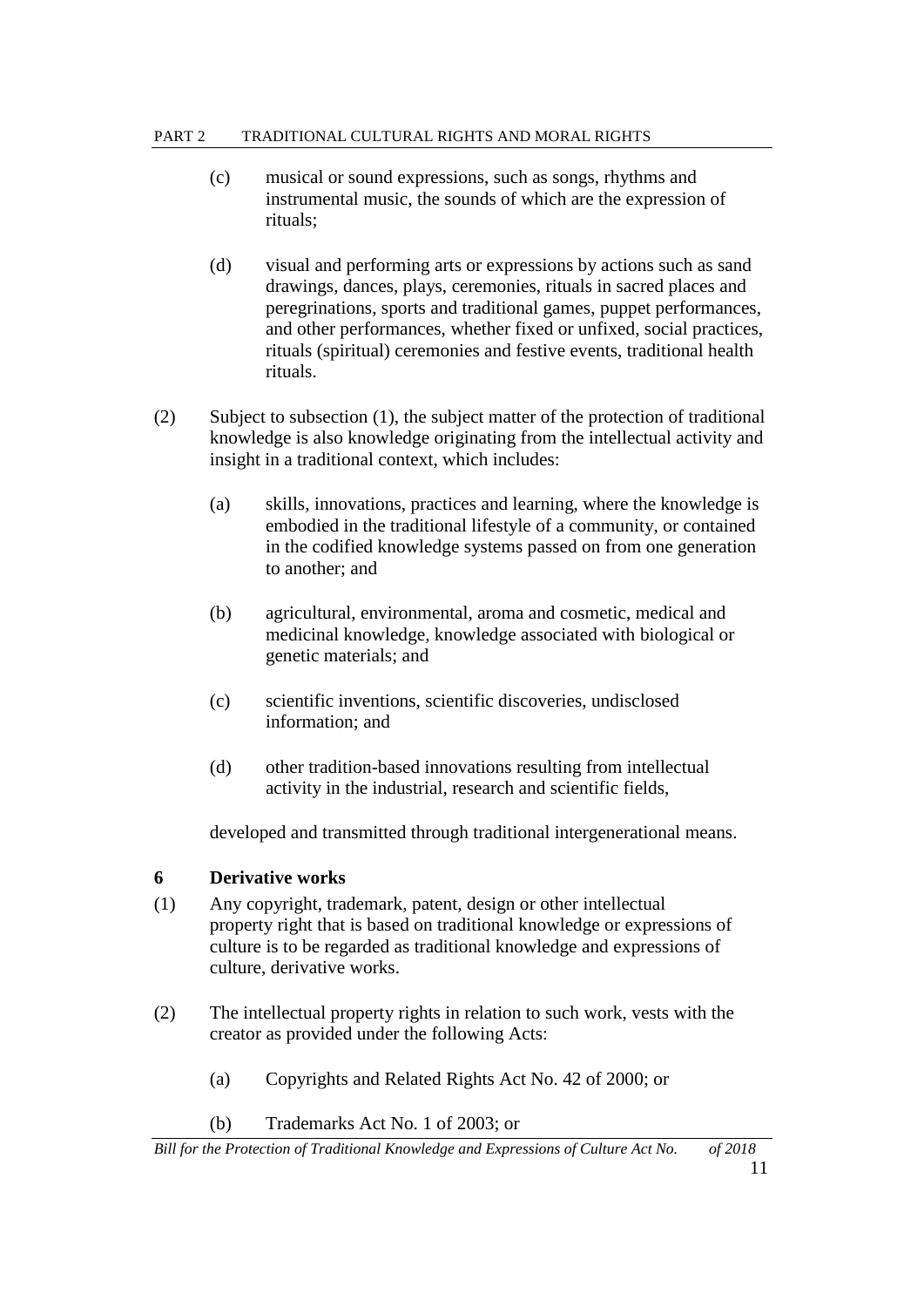(c) musical or sound expressions, such as songs, rhythms and instrumental music, the sounds of which are the expression of rituals;

(d) visual and performing arts or expressions by actions such as sand drawings, dances, plays, ceremonies, rituals in sacred places and peregrinations, sports and traditional games, puppet performances, and other performances, whether fixed or unfixed, social practices, rituals (spiritual) ceremonies and festive events, traditional health rituals.

(2) Subject to subsection (1), the subject matter of the protection of traditional knowledge is also knowledge originating from the intellectual activity and insight in a traditional context, which includes:

(a) skills, innovations, practices and learning, where the knowledge is embodied in the traditional lifestyle of a community, or contained in the codified knowledge systems passed on from one generation to another; and

(b) agricultural, environmental, aroma and cosmetic, medical and medicinal knowledge, knowledge associated with biological or genetic materials; and

(c) scientific inventions, scientific discoveries, undisclosed information; and

(d) other tradition-based innovations resulting from intellectual activity in the industrial, research and scientific fields,

developed and transmitted through traditional intergenerational means.

### 6 Derivative works

(1) Any copyright, trademark, patent, design or other intellectual property right that is based on traditional knowledge or expressions of culture is to be regarded as traditional knowledge and expressions of culture, derivative works.

(2) The intellectual property rights in relation to such work, vests with the creator as provided under the following Acts:

(a) Copyrights and Related Rights Act No. 42 of 2000; or

(b) Trademarks Act No. 1 of 2003; or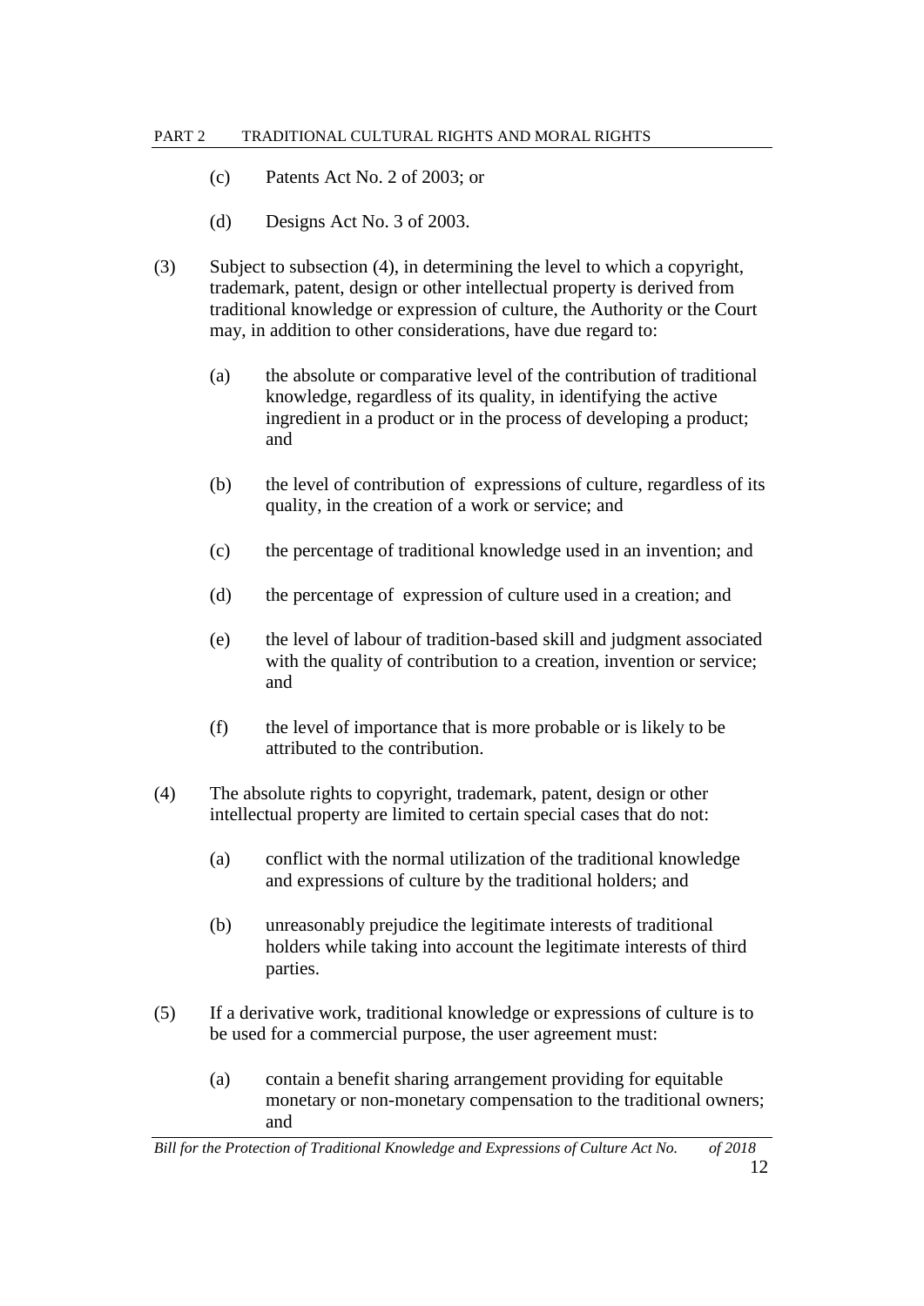(c) Patents Act No. 2 of 2003; or

(d) Designs Act No. 3 of 2003.

(3) Subject to subsection (4), in determining the level to which a copyright, trademark, patent, design or other intellectual property is derived from traditional knowledge or expression of culture, the Authority or the Court may, in addition to other considerations, have due regard to:

(a) the absolute or comparative level of the contribution of traditional knowledge, regardless of its quality, in identifying the active ingredient in a product or in the process of developing a product; and

(b) the level of contribution of expressions of culture, regardless of its quality, in the creation of a work or service; and

(c) the percentage of traditional knowledge used in an invention; and

(d) the percentage of expression of culture used in a creation; and

(e) the level of labour of tradition-based skill and judgment associated with the quality of contribution to a creation, invention or service; and

(f) the level of importance that is more probable or is likely to be attributed to the contribution.

(4) The absolute rights to copyright, trademark, patent, design or other intellectual property are limited to certain special cases that do not:

(a) conflict with the normal utilization of the traditional knowledge and expressions of culture by the traditional holders; and

(b) unreasonably prejudice the legitimate interests of traditional holders while taking into account the legitimate interests of third parties.

(5) If a derivative work, traditional knowledge or expressions of culture is to be used for a commercial purpose, the user agreement must:

(a) contain a benefit sharing arrangement providing for equitable monetary or non-monetary compensation to the traditional owners; and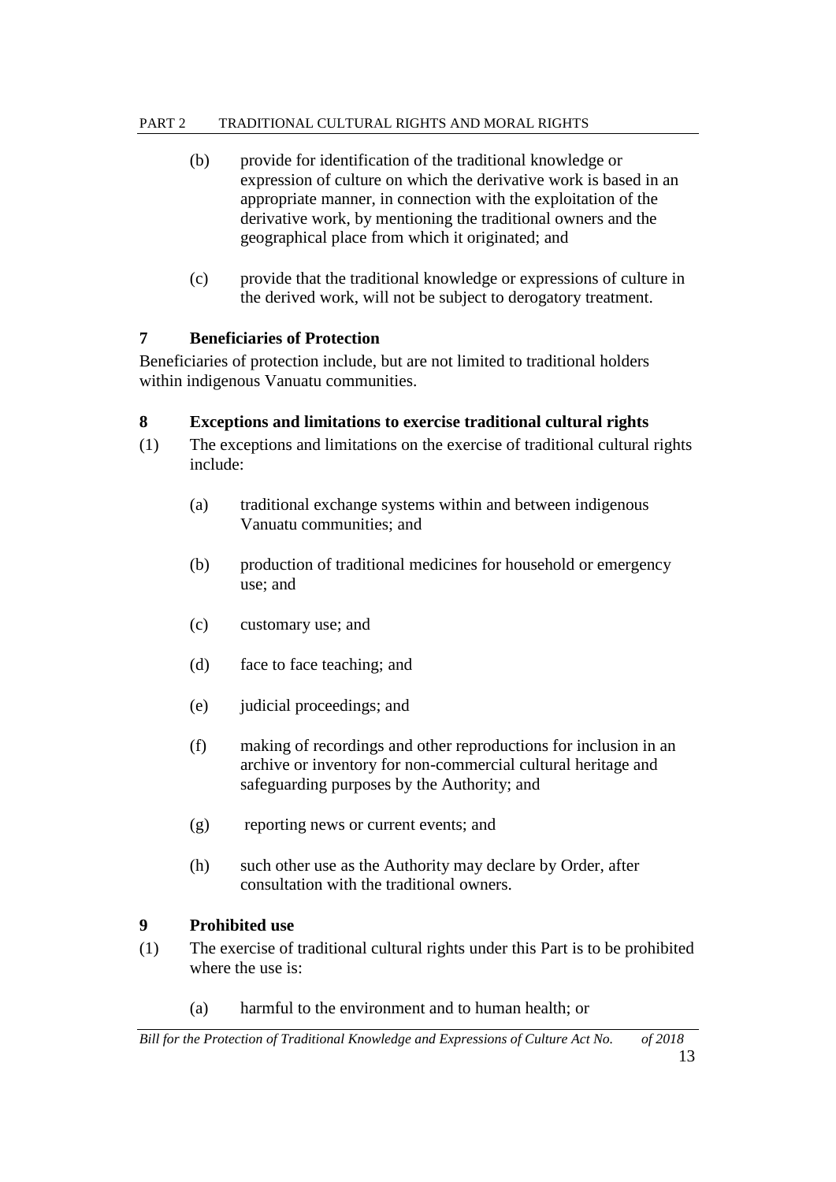(b) provide for identification of the traditional knowledge or expression of culture on which the derivative work is based in an appropriate manner, in connection with the exploitation of the derivative work, by mentioning the traditional owners and the geographical place from which it originated; and

(c) provide that the traditional knowledge or expressions of culture in the derived work, will not be subject to derogatory treatment.

### 7 Beneficiaries of Protection

Beneficiaries of protection include, but are not limited to traditional holders within indigenous Vanuatu communities.

### 8 Exceptions and limitations to exercise traditional cultural rights

(1) The exceptions and limitations on the exercise of traditional cultural rights include:

(a) traditional exchange systems within and between indigenous Vanuatu communities; and

(b) production of traditional medicines for household or emergency use; and

(c) customary use; and

(d) face to face teaching; and

(e) judicial proceedings; and

(f) making of recordings and other reproductions for inclusion in an archive or inventory for non-commercial cultural heritage and safeguarding purposes by the Authority; and

(g) reporting news or current events; and

(h) such other use as the Authority may declare by Order, after consultation with the traditional owners.

### 9 Prohibited use

(1) The exercise of traditional cultural rights under this Part is to be prohibited where the use is:

(a) harmful to the environment and to human health; or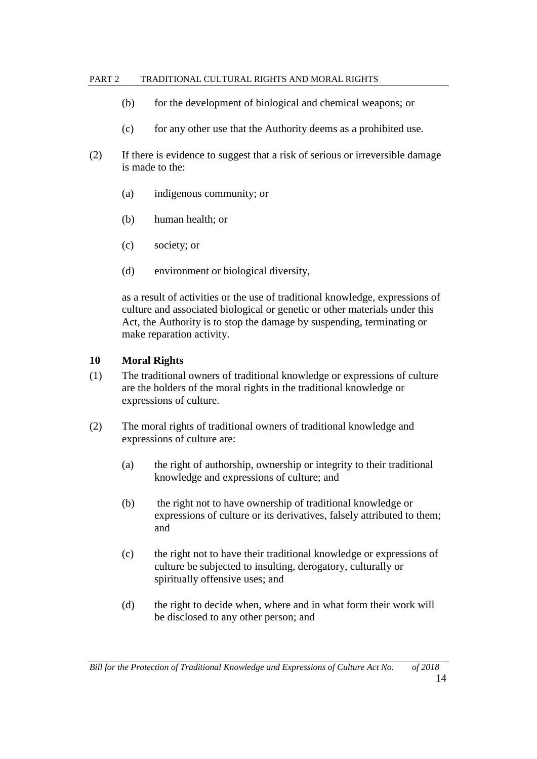(b) for the development of biological and chemical weapons; or

(c) for any other use that the Authority deems as a prohibited use.

(2) If there is evidence to suggest that a risk of serious or irreversible damage is made to the:

(a) indigenous community; or

(b) human health; or

(c) society; or

(d) environment or biological diversity,

as a result of activities or the use of traditional knowledge, expressions of culture and associated biological or genetic or other materials under this Act, the Authority is to stop the damage by suspending, terminating or make reparation activity.

## 10 Moral Rights

(1) The traditional owners of traditional knowledge or expressions of culture are the holders of the moral rights in the traditional knowledge or expressions of culture.

(2) The moral rights of traditional owners of traditional knowledge and expressions of culture are:

(a) the right of authorship, ownership or integrity to their traditional knowledge and expressions of culture; and

(b) the right not to have ownership of traditional knowledge or expressions of culture or its derivatives, falsely attributed to them; and

(c) the right not to have their traditional knowledge or expressions of culture be subjected to insulting, derogatory, culturally or spiritually offensive uses; and

(d) the right to decide when, where and in what form their work will be disclosed to any other person; and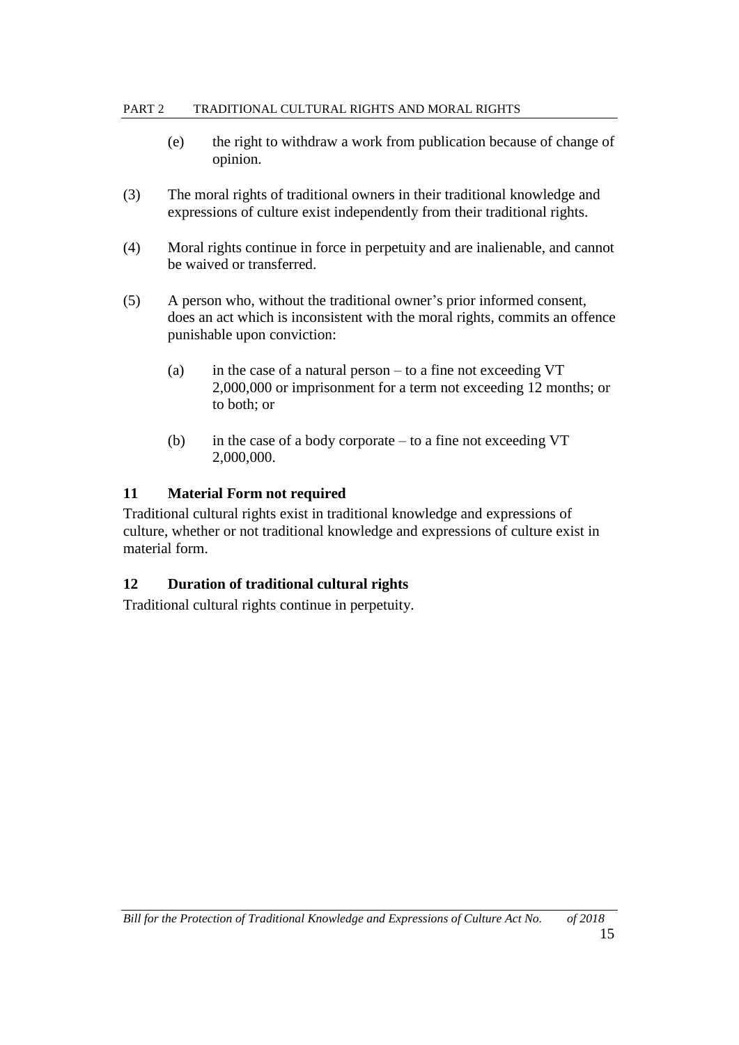(e) the right to withdraw a work from publication because of change of opinion.

(3) The moral rights of traditional owners in their traditional knowledge and expressions of culture exist independently from their traditional rights.

(4) Moral rights continue in force in perpetuity and are inalienable, and cannot be waived or transferred.

(5) A person who, without the traditional owner's prior informed consent, does an act which is inconsistent with the moral rights, commits an offence punishable upon conviction:

(a) in the case of a natural person – to a fine not exceeding VT 2,000,000 or imprisonment for a term not exceeding 12 months; or to both; or

(b) in the case of a body corporate – to a fine not exceeding VT 2,000,000.

### 11 Material Form not required

Traditional cultural rights exist in traditional knowledge and expressions of culture, whether or not traditional knowledge and expressions of culture exist in material form.

### 12 Duration of traditional cultural rights

Traditional cultural rights continue in perpetuity.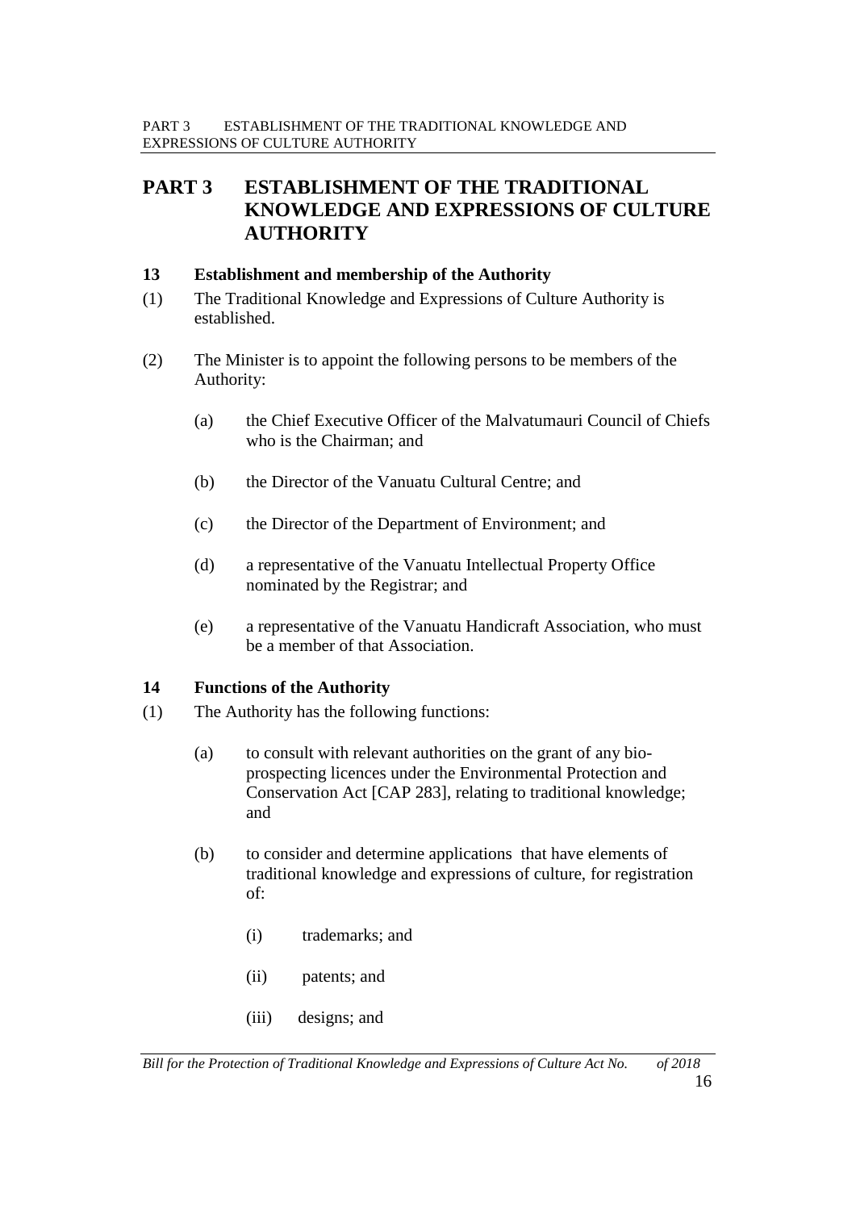# PART 3 ESTABLISHMENT OF THE TRADITIONAL KNOWLEDGE AND EXPRESSIONS OF CULTURE AUTHORITY

### 13 Establishment and membership of the Authority

(1) The Traditional Knowledge and Expressions of Culture Authority is established.

(2) The Minister is to appoint the following persons to be members of the Authority:

- (a) the Chief Executive Officer of the Malvatumauri Council of Chiefs who is the Chairman; and
- (b) the Director of the Vanuatu Cultural Centre; and
- (c) the Director of the Department of Environment; and
- (d) a representative of the Vanuatu Intellectual Property Office nominated by the Registrar; and
- (e) a representative of the Vanuatu Handicraft Association, who must be a member of that Association.

### 14 Functions of the Authority

(1) The Authority has the following functions:

- (a) to consult with relevant authorities on the grant of any bio-prospecting licences under the Environmental Protection and Conservation Act [CAP 283], relating to traditional knowledge; and
- (b) to consider and determine applications that have elements of traditional knowledge and expressions of culture, for registration of:
  - (i) trademarks; and
  - (ii) patents; and
  - (iii) designs; and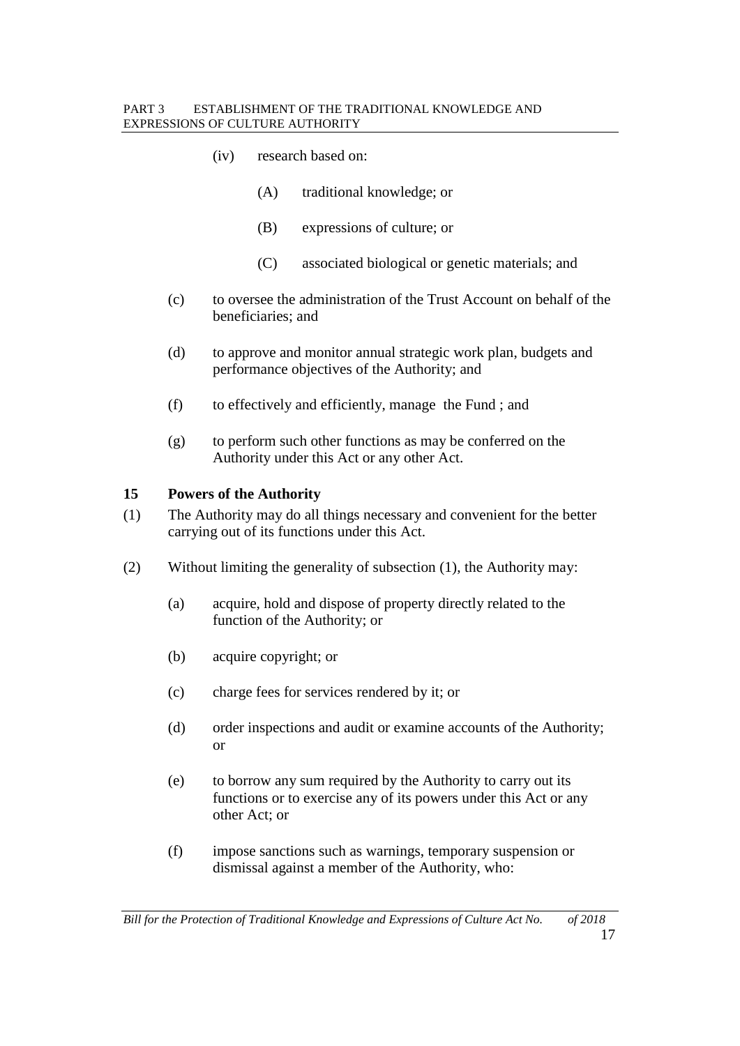(iv) research based on:

(A) traditional knowledge; or

(B) expressions of culture; or

(C) associated biological or genetic materials; and

(c) to oversee the administration of the Trust Account on behalf of the beneficiaries; and

(d) to approve and monitor annual strategic work plan, budgets and performance objectives of the Authority; and

(f) to effectively and efficiently, manage the Fund ; and

(g) to perform such other functions as may be conferred on the Authority under this Act or any other Act.

### 15 Powers of the Authority

(1) The Authority may do all things necessary and convenient for the better carrying out of its functions under this Act.

(2) Without limiting the generality of subsection (1), the Authority may:

(a) acquire, hold and dispose of property directly related to the function of the Authority; or

(b) acquire copyright; or

(c) charge fees for services rendered by it; or

(d) order inspections and audit or examine accounts of the Authority; or

(e) to borrow any sum required by the Authority to carry out its functions or to exercise any of its powers under this Act or any other Act; or

(f) impose sanctions such as warnings, temporary suspension or dismissal against a member of the Authority, who: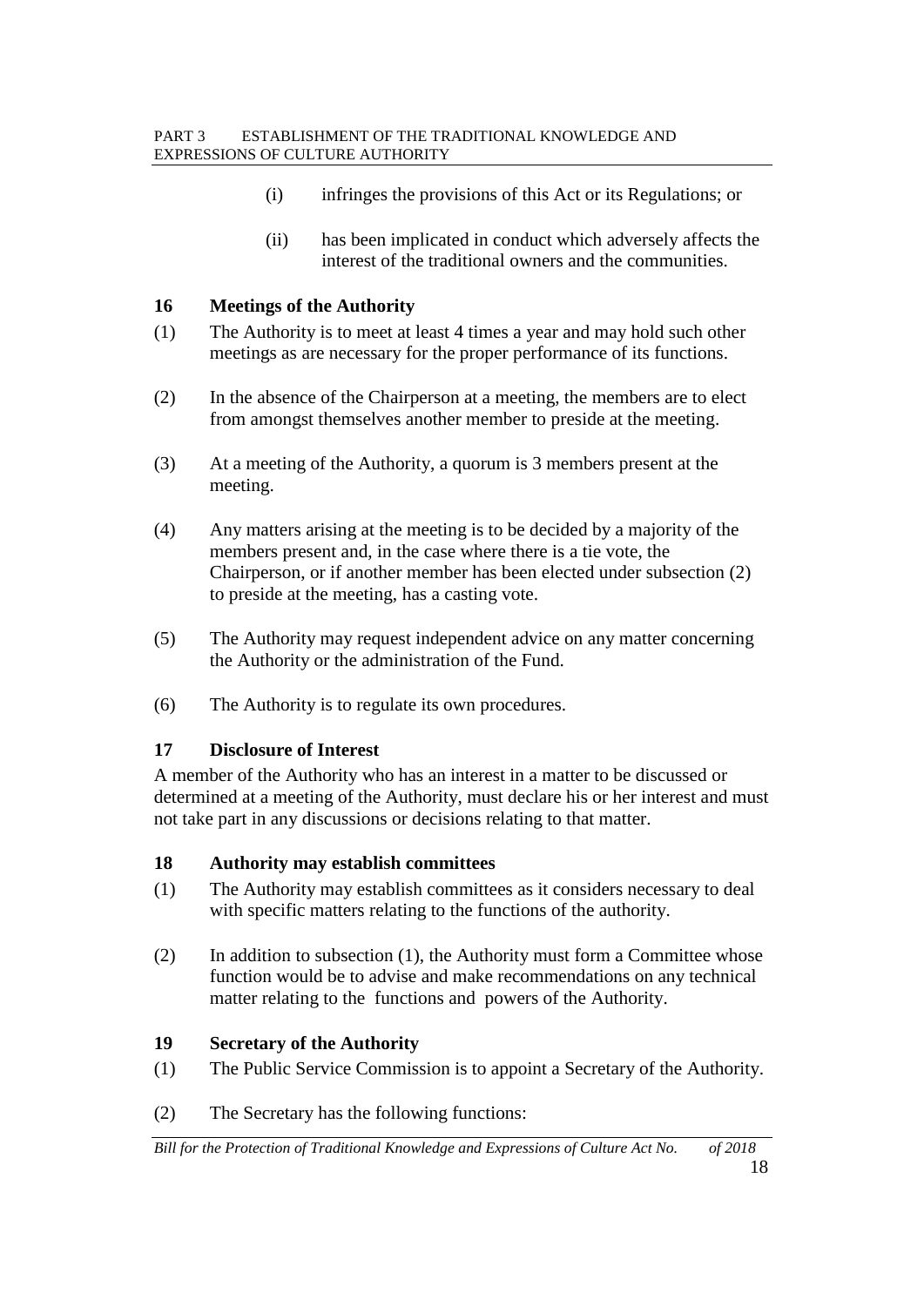(i) infringes the provisions of this Act or its Regulations; or

(ii) has been implicated in conduct which adversely affects the interest of the traditional owners and the communities.

### 16 Meetings of the Authority

(1) The Authority is to meet at least 4 times a year and may hold such other meetings as are necessary for the proper performance of its functions.

(2) In the absence of the Chairperson at a meeting, the members are to elect from amongst themselves another member to preside at the meeting.

(3) At a meeting of the Authority, a quorum is 3 members present at the meeting.

(4) Any matters arising at the meeting is to be decided by a majority of the members present and, in the case where there is a tie vote, the Chairperson, or if another member has been elected under subsection (2) to preside at the meeting, has a casting vote.

(5) The Authority may request independent advice on any matter concerning the Authority or the administration of the Fund.

(6) The Authority is to regulate its own procedures.

### 17 Disclosure of Interest

A member of the Authority who has an interest in a matter to be discussed or determined at a meeting of the Authority, must declare his or her interest and must not take part in any discussions or decisions relating to that matter.

### 18 Authority may establish committees

(1) The Authority may establish committees as it considers necessary to deal with specific matters relating to the functions of the authority.

(2) In addition to subsection (1), the Authority must form a Committee whose function would be to advise and make recommendations on any technical matter relating to the functions and powers of the Authority.

### 19 Secretary of the Authority

(1) The Public Service Commission is to appoint a Secretary of the Authority.

(2) The Secretary has the following functions: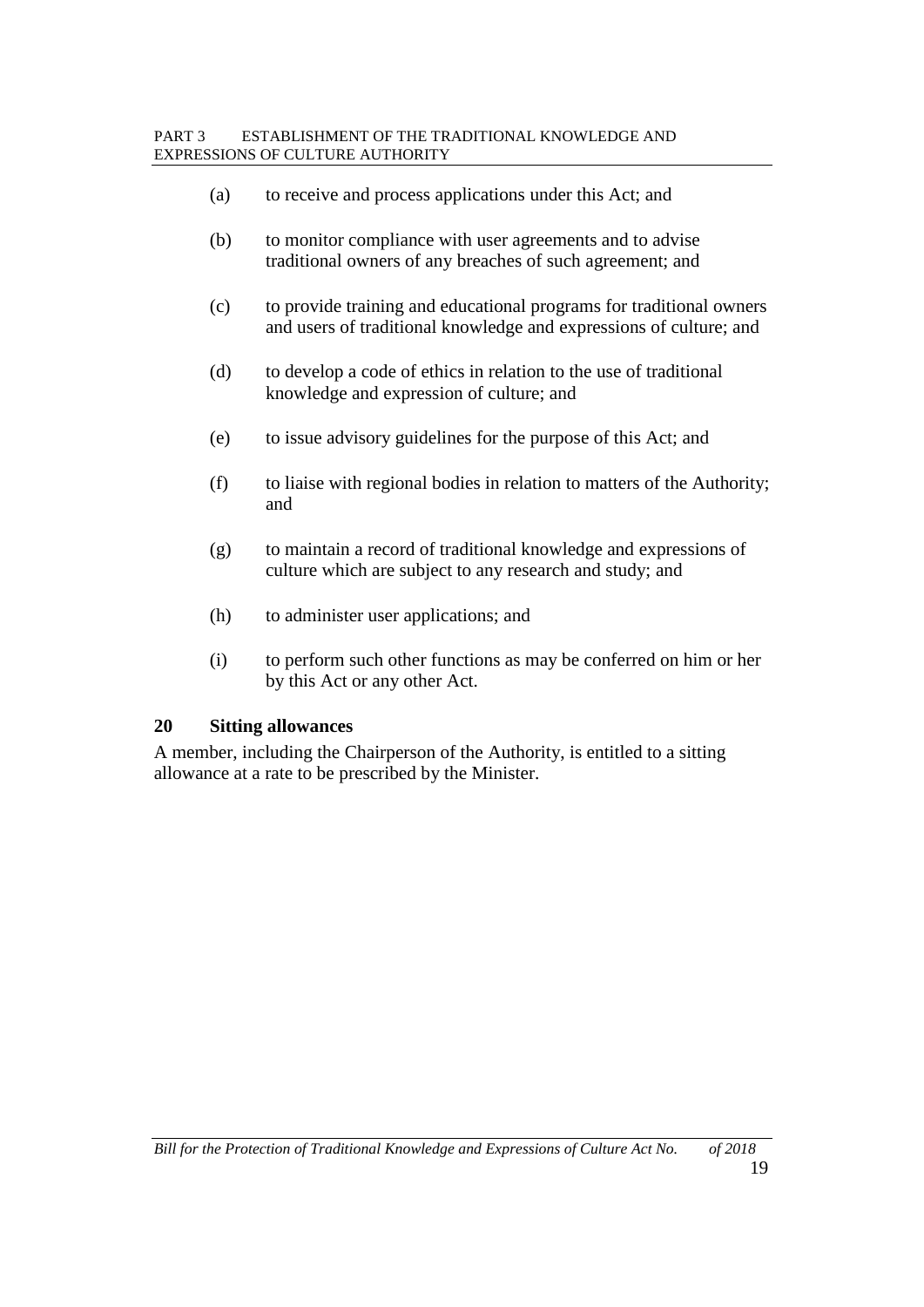(a) to receive and process applications under this Act; and

(b) to monitor compliance with user agreements and to advise traditional owners of any breaches of such agreement; and

(c) to provide training and educational programs for traditional owners and users of traditional knowledge and expressions of culture; and

(d) to develop a code of ethics in relation to the use of traditional knowledge and expression of culture; and

(e) to issue advisory guidelines for the purpose of this Act; and

(f) to liaise with regional bodies in relation to matters of the Authority; and

(g) to maintain a record of traditional knowledge and expressions of culture which are subject to any research and study; and

(h) to administer user applications; and

(i) to perform such other functions as may be conferred on him or her by this Act or any other Act.

### 20 Sitting allowances

A member, including the Chairperson of the Authority, is entitled to a sitting allowance at a rate to be prescribed by the Minister.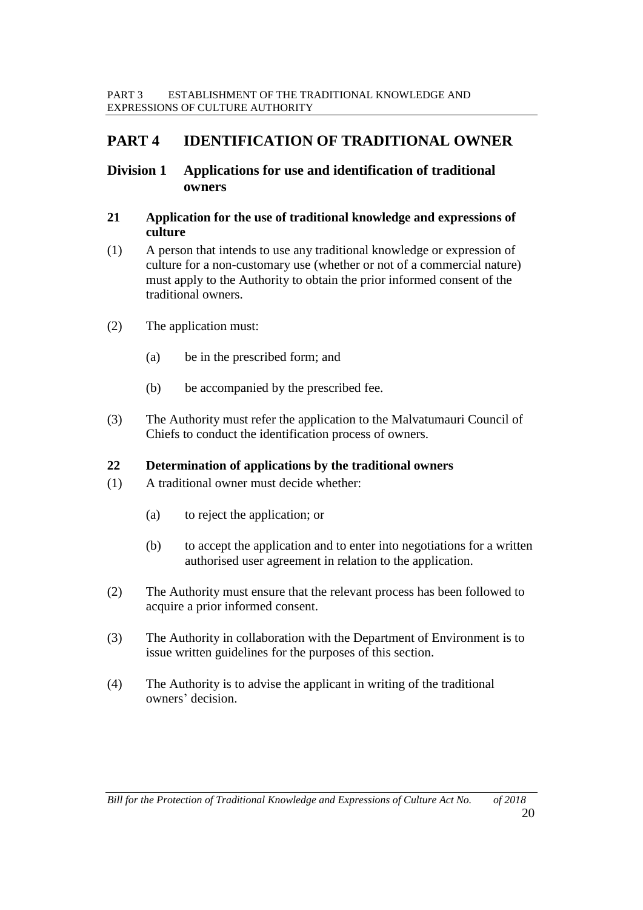# PART 4 IDENTIFICATION OF TRADITIONAL OWNER

## Division 1 Applications for use and identification of traditional owners

### 21 Application for the use of traditional knowledge and expressions of culture

(1) A person that intends to use any traditional knowledge or expression of culture for a non-customary use (whether or not of a commercial nature) must apply to the Authority to obtain the prior informed consent of the traditional owners.

(2) The application must:

- (a) be in the prescribed form; and
- (b) be accompanied by the prescribed fee.

(3) The Authority must refer the application to the Malvatumauri Council of Chiefs to conduct the identification process of owners.

### 22 Determination of applications by the traditional owners

(1) A traditional owner must decide whether:

- (a) to reject the application; or
- (b) to accept the application and to enter into negotiations for a written authorised user agreement in relation to the application.

(2) The Authority must ensure that the relevant process has been followed to acquire a prior informed consent.

(3) The Authority in collaboration with the Department of Environment is to issue written guidelines for the purposes of this section.

(4) The Authority is to advise the applicant in writing of the traditional owners' decision.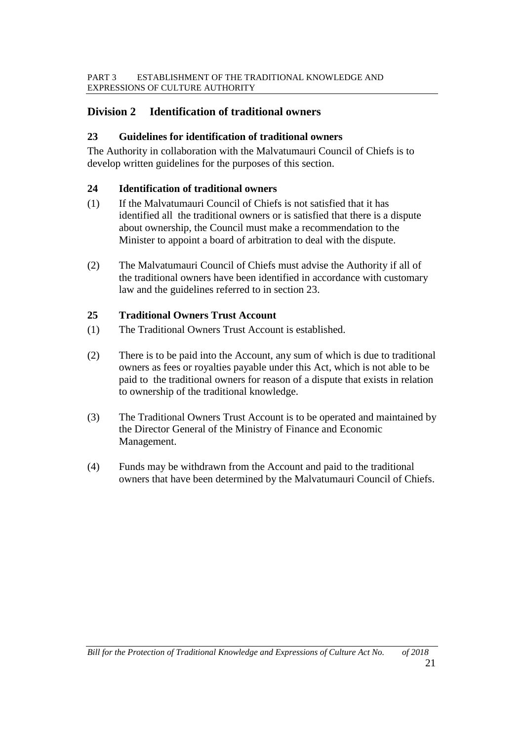## Division 2 Identification of traditional owners

### 23 Guidelines for identification of traditional owners

The Authority in collaboration with the Malvatumauri Council of Chiefs is to develop written guidelines for the purposes of this section.

### 24 Identification of traditional owners

(1) If the Malvatumauri Council of Chiefs is not satisfied that it has identified all the traditional owners or is satisfied that there is a dispute about ownership, the Council must make a recommendation to the Minister to appoint a board of arbitration to deal with the dispute.

(2) The Malvatumauri Council of Chiefs must advise the Authority if all of the traditional owners have been identified in accordance with customary law and the guidelines referred to in section 23.

### 25 Traditional Owners Trust Account

(1) The Traditional Owners Trust Account is established.

(2) There is to be paid into the Account, any sum of which is due to traditional owners as fees or royalties payable under this Act, which is not able to be paid to the traditional owners for reason of a dispute that exists in relation to ownership of the traditional knowledge.

(3) The Traditional Owners Trust Account is to be operated and maintained by the Director General of the Ministry of Finance and Economic Management.

(4) Funds may be withdrawn from the Account and paid to the traditional owners that have been determined by the Malvatumauri Council of Chiefs.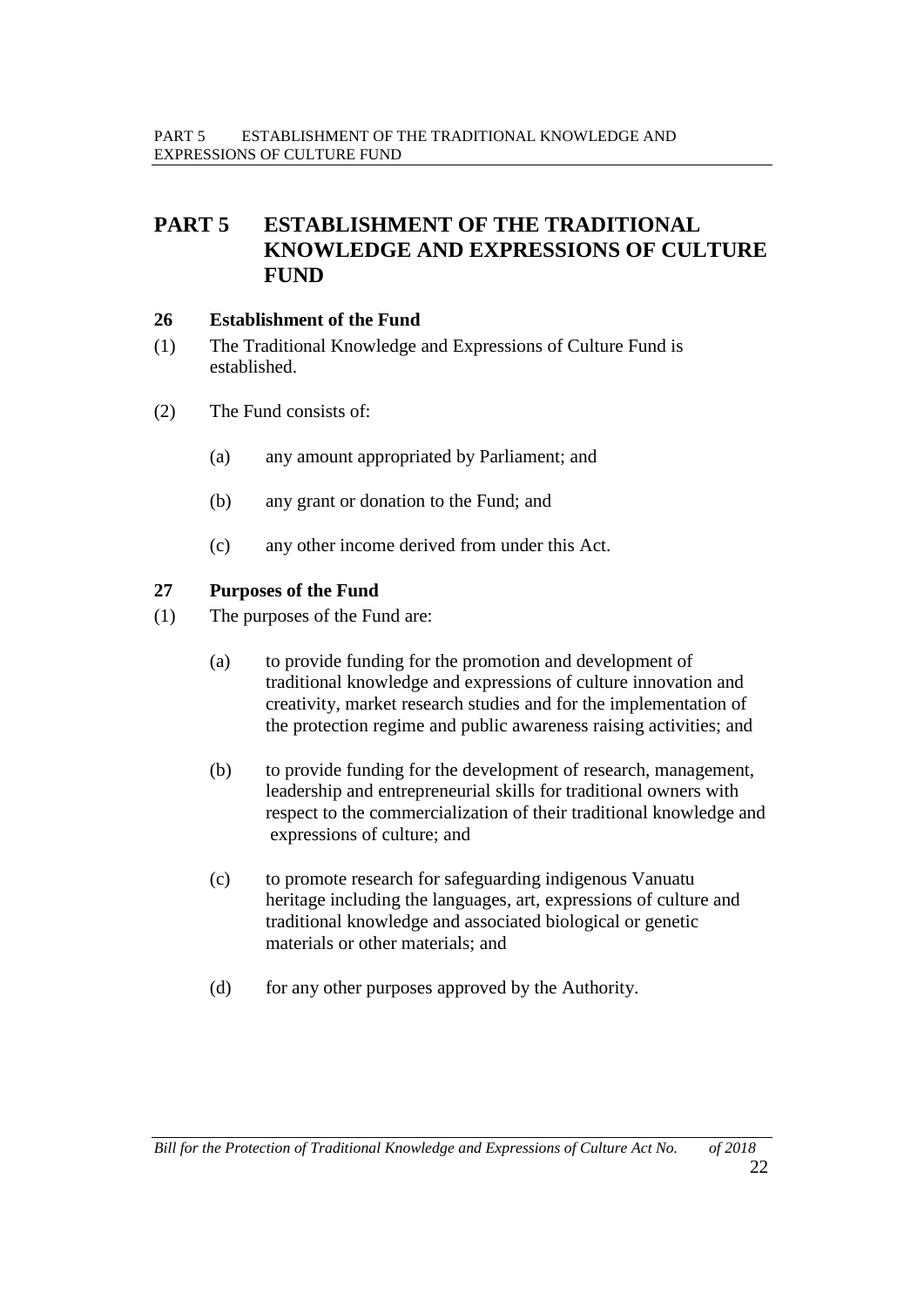# PART 5 ESTABLISHMENT OF THE TRADITIONAL KNOWLEDGE AND EXPRESSIONS OF CULTURE FUND

### 26 Establishment of the Fund

(1) The Traditional Knowledge and Expressions of Culture Fund is established.

(2) The Fund consists of:

   (a) any amount appropriated by Parliament; and

   (b) any grant or donation to the Fund; and

   (c) any other income derived from under this Act.

### 27 Purposes of the Fund

(1) The purposes of the Fund are:

   (a) to provide funding for the promotion and development of traditional knowledge and expressions of culture innovation and creativity, market research studies and for the implementation of the protection regime and public awareness raising activities; and

   (b) to provide funding for the development of research, management, leadership and entrepreneurial skills for traditional owners with respect to the commercialization of their traditional knowledge and expressions of culture; and

   (c) to promote research for safeguarding indigenous Vanuatu heritage including the languages, art, expressions of culture and traditional knowledge and associated biological or genetic materials or other materials; and

   (d) for any other purposes approved by the Authority.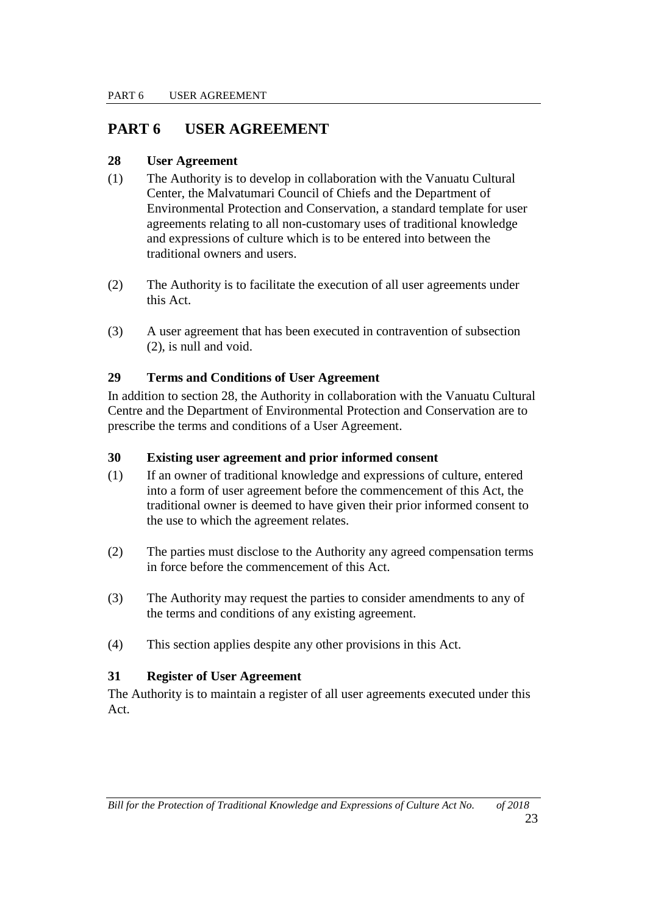# PART 6 USER AGREEMENT

## 28 User Agreement

(1) The Authority is to develop in collaboration with the Vanuatu Cultural Center, the Malvatumari Council of Chiefs and the Department of Environmental Protection and Conservation, a standard template for user agreements relating to all non-customary uses of traditional knowledge and expressions of culture which is to be entered into between the traditional owners and users.

(2) The Authority is to facilitate the execution of all user agreements under this Act.

(3) A user agreement that has been executed in contravention of subsection (2), is null and void.

## 29 Terms and Conditions of User Agreement

In addition to section 28, the Authority in collaboration with the Vanuatu Cultural Centre and the Department of Environmental Protection and Conservation are to prescribe the terms and conditions of a User Agreement.

## 30 Existing user agreement and prior informed consent

(1) If an owner of traditional knowledge and expressions of culture, entered into a form of user agreement before the commencement of this Act, the traditional owner is deemed to have given their prior informed consent to the use to which the agreement relates.

(2) The parties must disclose to the Authority any agreed compensation terms in force before the commencement of this Act.

(3) The Authority may request the parties to consider amendments to any of the terms and conditions of any existing agreement.

(4) This section applies despite any other provisions in this Act.

## 31 Register of User Agreement

The Authority is to maintain a register of all user agreements executed under this Act.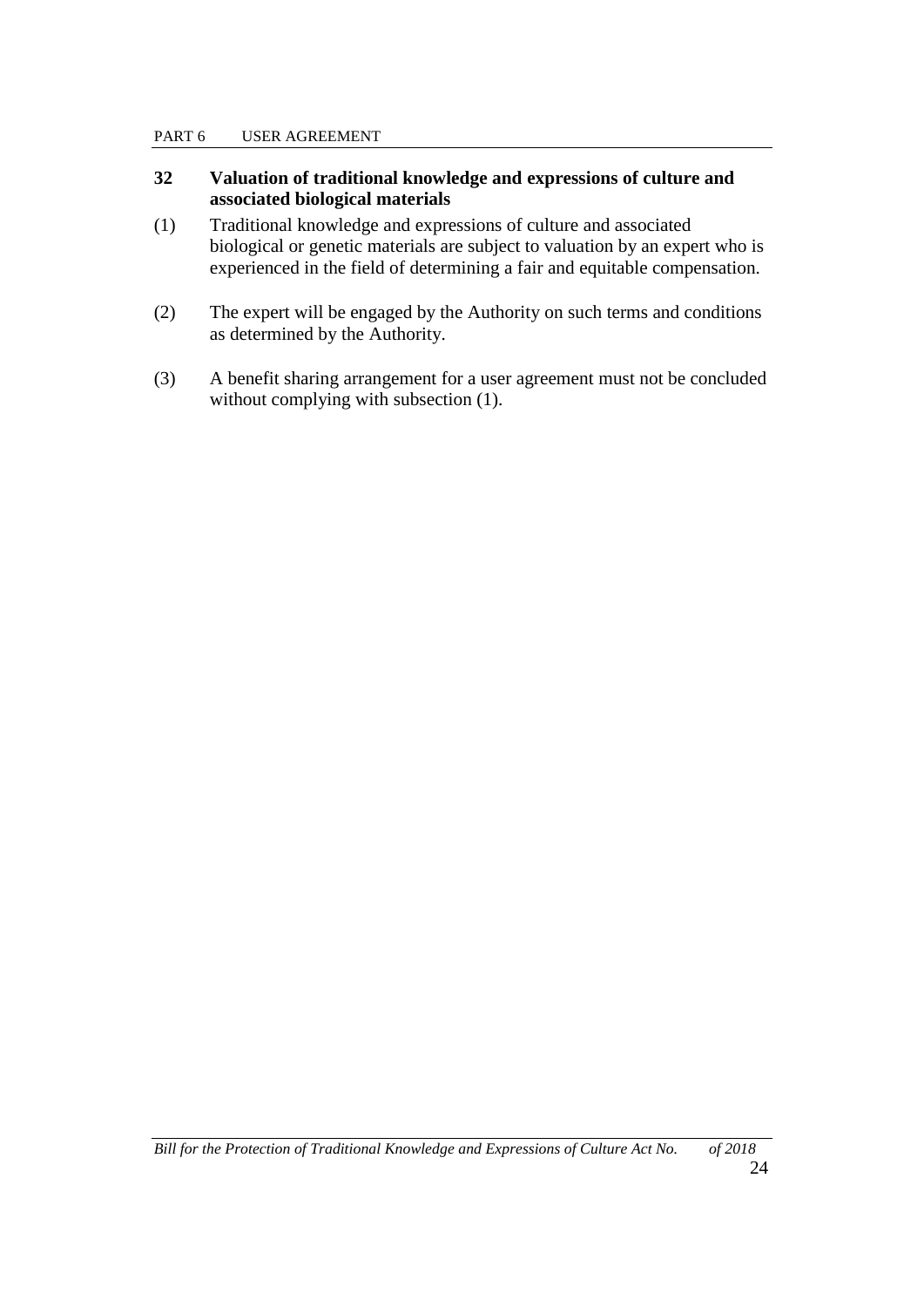### 32 Valuation of traditional knowledge and expressions of culture and associated biological materials

(1) Traditional knowledge and expressions of culture and associated biological or genetic materials are subject to valuation by an expert who is experienced in the field of determining a fair and equitable compensation.

(2) The expert will be engaged by the Authority on such terms and conditions as determined by the Authority.

(3) A benefit sharing arrangement for a user agreement must not be concluded without complying with subsection (1).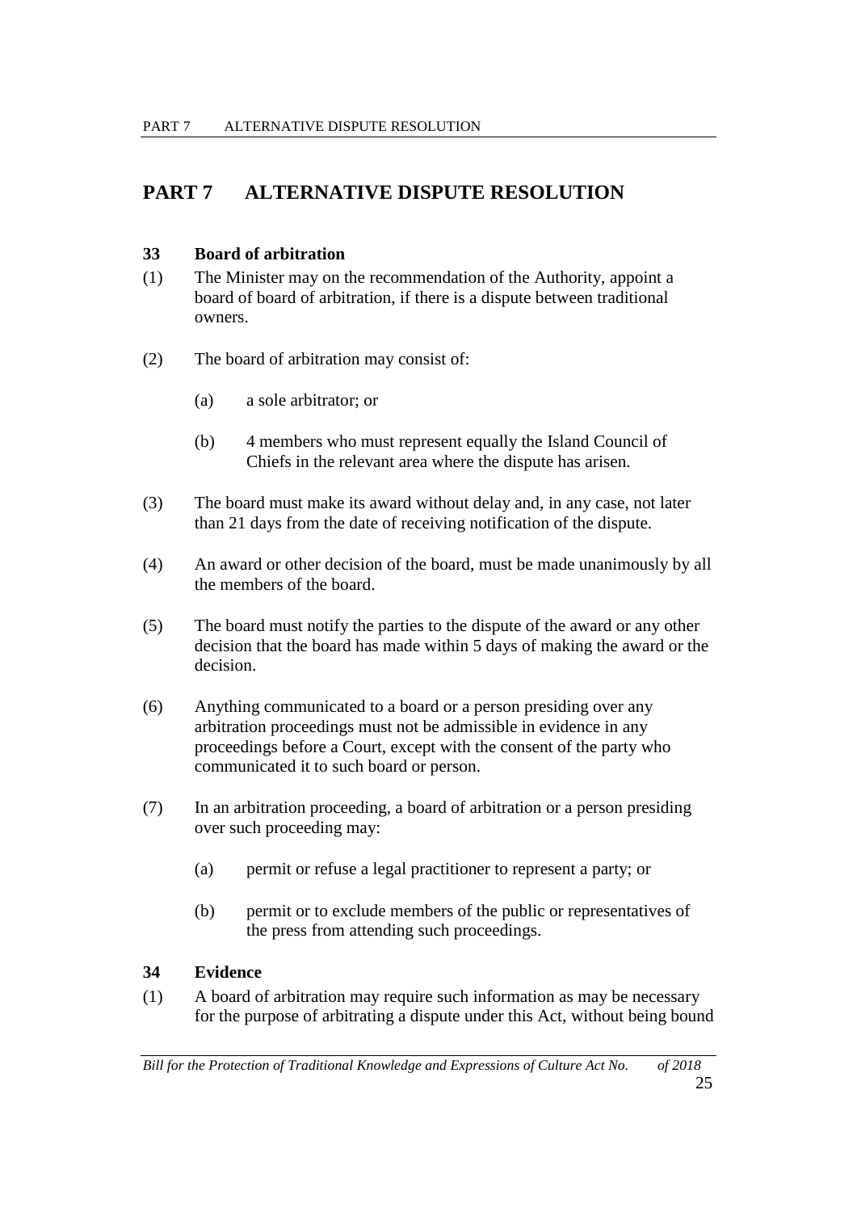# PART 7 ALTERNATIVE DISPUTE RESOLUTION

### 33 Board of arbitration

(1) The Minister may on the recommendation of the Authority, appoint a board of board of arbitration, if there is a dispute between traditional owners.

(2) The board of arbitration may consist of:

- (a) a sole arbitrator; or
- (b) 4 members who must represent equally the Island Council of Chiefs in the relevant area where the dispute has arisen.

(3) The board must make its award without delay and, in any case, not later than 21 days from the date of receiving notification of the dispute.

(4) An award or other decision of the board, must be made unanimously by all the members of the board.

(5) The board must notify the parties to the dispute of the award or any other decision that the board has made within 5 days of making the award or the decision.

(6) Anything communicated to a board or a person presiding over any arbitration proceedings must not be admissible in evidence in any proceedings before a Court, except with the consent of the party who communicated it to such board or person.

(7) In an arbitration proceeding, a board of arbitration or a person presiding over such proceeding may:

- (a) permit or refuse a legal practitioner to represent a party; or
- (b) permit or to exclude members of the public or representatives of the press from attending such proceedings.

### 34 Evidence

(1) A board of arbitration may require such information as may be necessary for the purpose of arbitrating a dispute under this Act, without being bound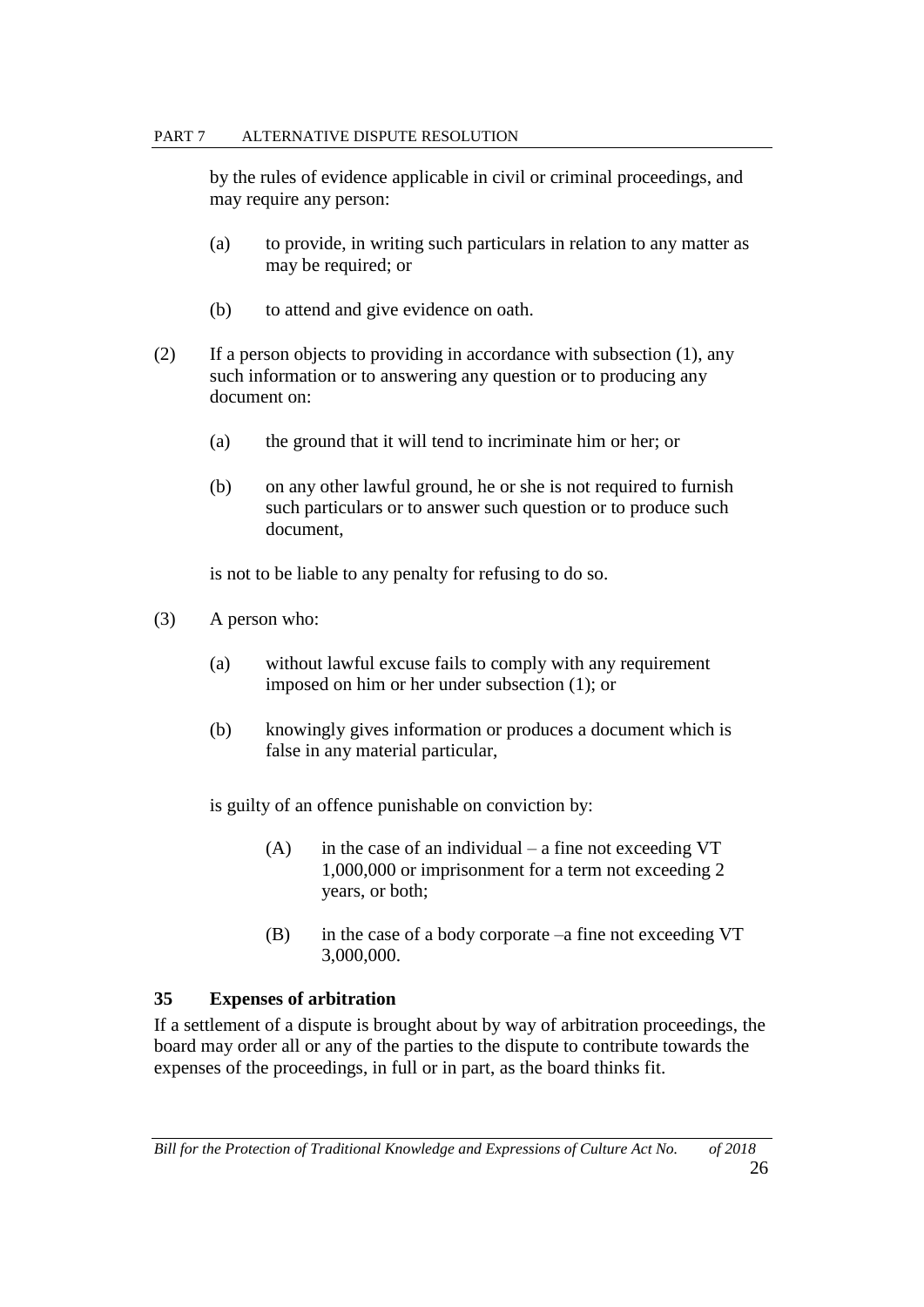by the rules of evidence applicable in civil or criminal proceedings, and may require any person:

(a) to provide, in writing such particulars in relation to any matter as may be required; or

(b) to attend and give evidence on oath.

(2) If a person objects to providing in accordance with subsection (1), any such information or to answering any question or to producing any document on:

(a) the ground that it will tend to incriminate him or her; or

(b) on any other lawful ground, he or she is not required to furnish such particulars or to answer such question or to produce such document,

is not to be liable to any penalty for refusing to do so.

(3) A person who:

(a) without lawful excuse fails to comply with any requirement imposed on him or her under subsection (1); or

(b) knowingly gives information or produces a document which is false in any material particular,

is guilty of an offence punishable on conviction by:

(A) in the case of an individual – a fine not exceeding VT 1,000,000 or imprisonment for a term not exceeding 2 years, or both;

(B) in the case of a body corporate –a fine not exceeding VT 3,000,000.

### 35 Expenses of arbitration

If a settlement of a dispute is brought about by way of arbitration proceedings, the board may order all or any of the parties to the dispute to contribute towards the expenses of the proceedings, in full or in part, as the board thinks fit.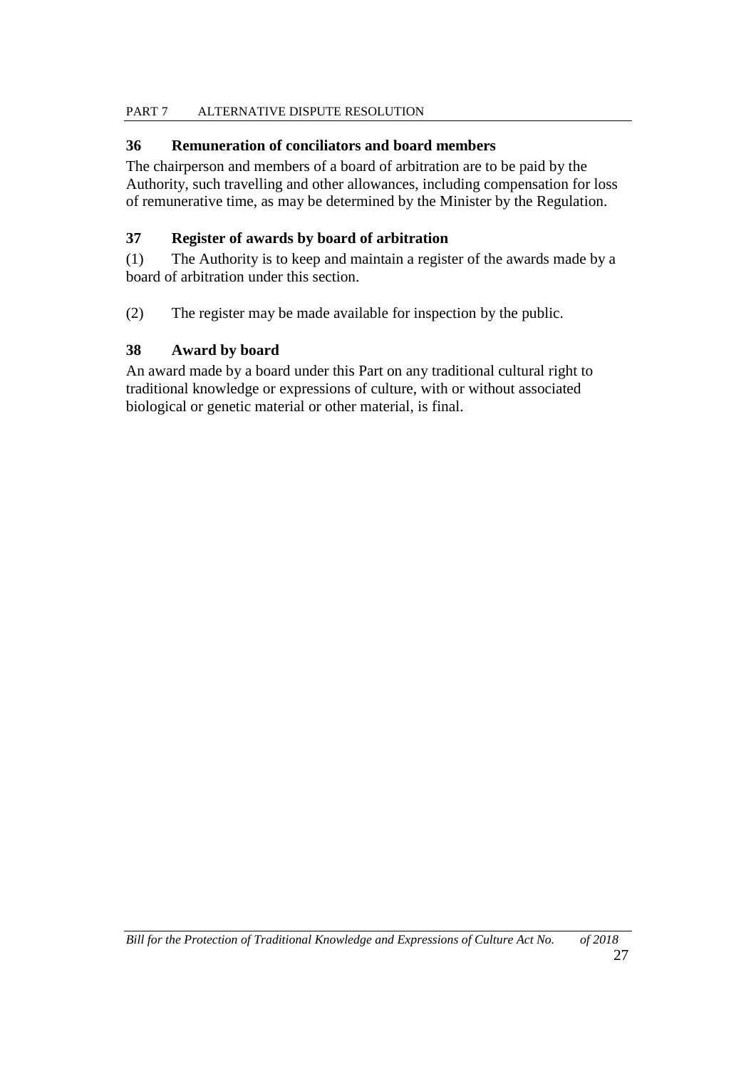### 36 Remuneration of conciliators and board members

The chairperson and members of a board of arbitration are to be paid by the Authority, such travelling and other allowances, including compensation for loss of remunerative time, as may be determined by the Minister by the Regulation.

### 37 Register of awards by board of arbitration

(1) The Authority is to keep and maintain a register of the awards made by a board of arbitration under this section.

(2) The register may be made available for inspection by the public.

### 38 Award by board

An award made by a board under this Part on any traditional cultural right to traditional knowledge or expressions of culture, with or without associated biological or genetic material or other material, is final.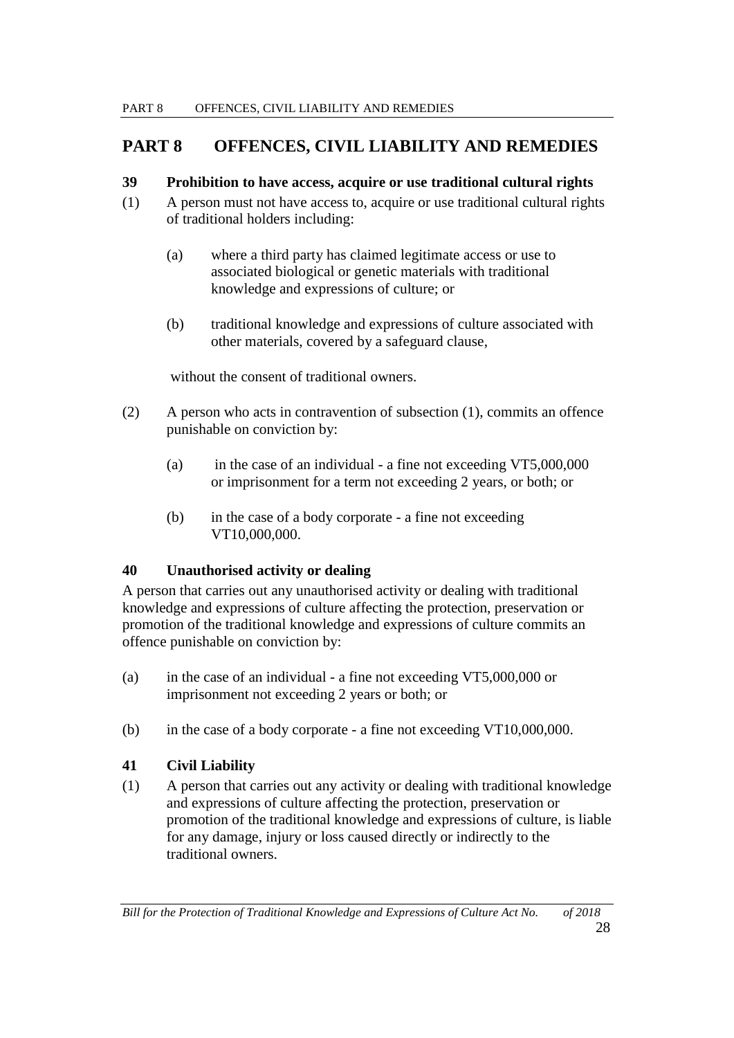# PART 8 OFFENCES, CIVIL LIABILITY AND REMEDIES

### 39 Prohibition to have access, acquire or use traditional cultural rights

(1) A person must not have access to, acquire or use traditional cultural rights of traditional holders including:

  (a) where a third party has claimed legitimate access or use to associated biological or genetic materials with traditional knowledge and expressions of culture; or

  (b) traditional knowledge and expressions of culture associated with other materials, covered by a safeguard clause,

 without the consent of traditional owners.

(2) A person who acts in contravention of subsection (1), commits an offence punishable on conviction by:

  (a) in the case of an individual - a fine not exceeding VT5,000,000 or imprisonment for a term not exceeding 2 years, or both; or

  (b) in the case of a body corporate - a fine not exceeding VT10,000,000.

### 40 Unauthorised activity or dealing

A person that carries out any unauthorised activity or dealing with traditional knowledge and expressions of culture affecting the protection, preservation or promotion of the traditional knowledge and expressions of culture commits an offence punishable on conviction by:

(a) in the case of an individual - a fine not exceeding VT5,000,000 or imprisonment not exceeding 2 years or both; or

(b) in the case of a body corporate - a fine not exceeding VT10,000,000.

### 41 Civil Liability

(1) A person that carries out any activity or dealing with traditional knowledge and expressions of culture affecting the protection, preservation or promotion of the traditional knowledge and expressions of culture, is liable for any damage, injury or loss caused directly or indirectly to the traditional owners.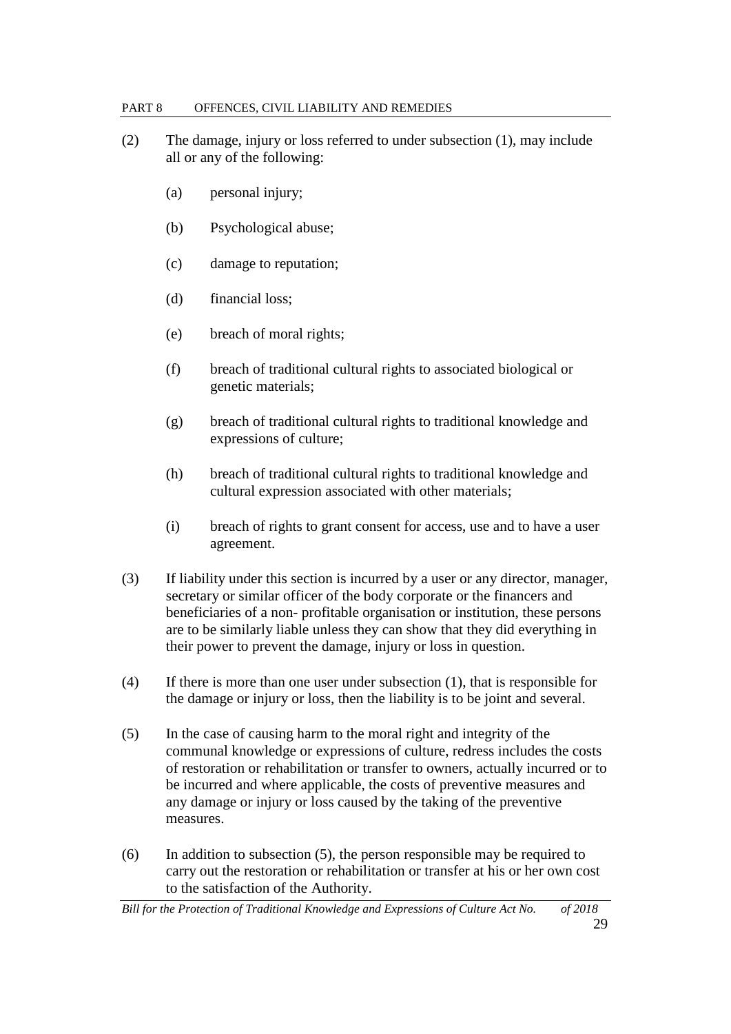(2) The damage, injury or loss referred to under subsection (1), may include all or any of the following:

(a) personal injury;

(b) Psychological abuse;

(c) damage to reputation;

(d) financial loss;

(e) breach of moral rights;

(f) breach of traditional cultural rights to associated biological or genetic materials;

(g) breach of traditional cultural rights to traditional knowledge and expressions of culture;

(h) breach of traditional cultural rights to traditional knowledge and cultural expression associated with other materials;

(i) breach of rights to grant consent for access, use and to have a user agreement.

(3) If liability under this section is incurred by a user or any director, manager, secretary or similar officer of the body corporate or the financers and beneficiaries of a non- profitable organisation or institution, these persons are to be similarly liable unless they can show that they did everything in their power to prevent the damage, injury or loss in question.

(4) If there is more than one user under subsection (1), that is responsible for the damage or injury or loss, then the liability is to be joint and several.

(5) In the case of causing harm to the moral right and integrity of the communal knowledge or expressions of culture, redress includes the costs of restoration or rehabilitation or transfer to owners, actually incurred or to be incurred and where applicable, the costs of preventive measures and any damage or injury or loss caused by the taking of the preventive measures.

(6) In addition to subsection (5), the person responsible may be required to carry out the restoration or rehabilitation or transfer at his or her own cost to the satisfaction of the Authority.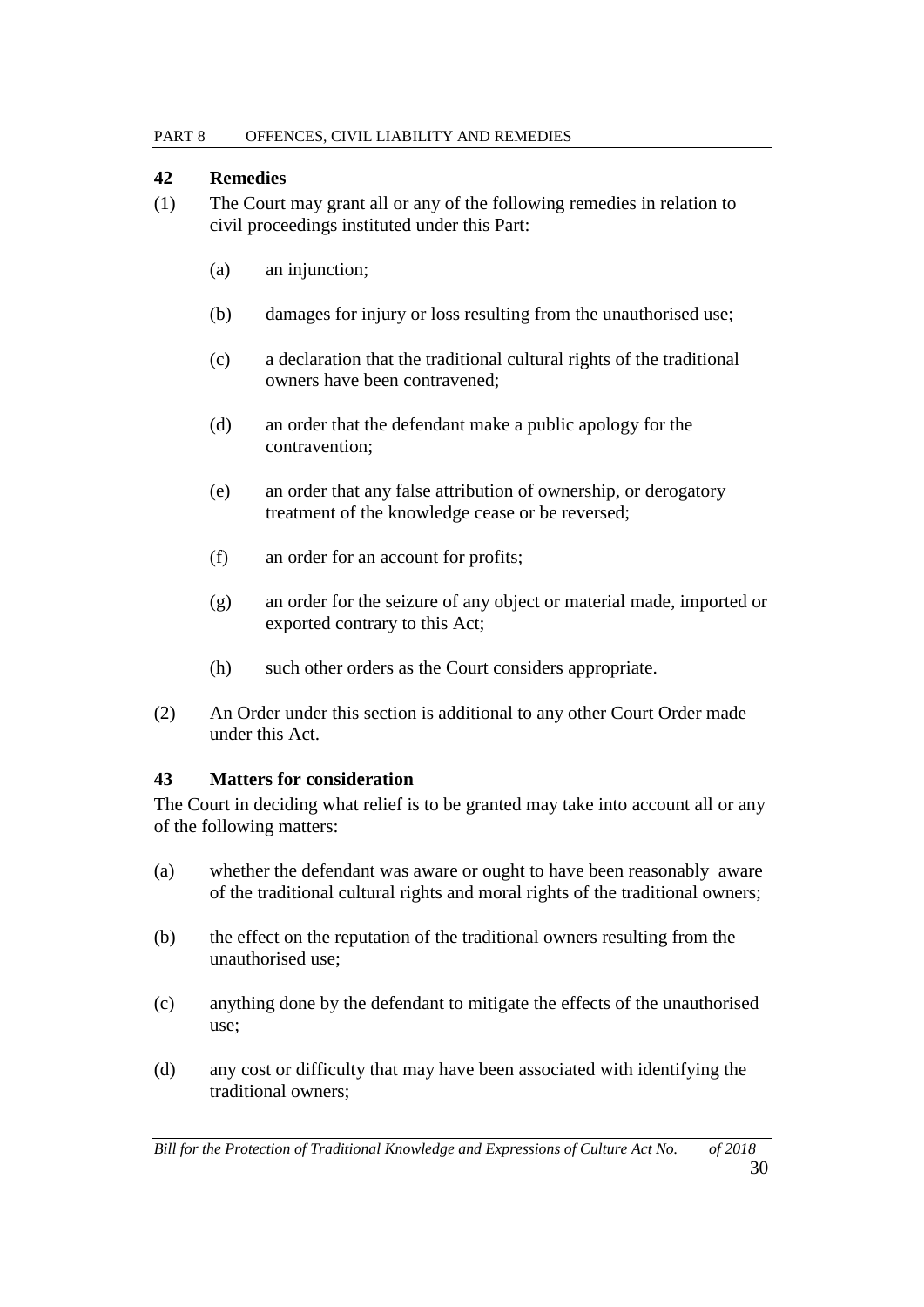### 42 Remedies

(1) The Court may grant all or any of the following remedies in relation to civil proceedings instituted under this Part:

(a) an injunction;

(b) damages for injury or loss resulting from the unauthorised use;

(c) a declaration that the traditional cultural rights of the traditional owners have been contravened;

(d) an order that the defendant make a public apology for the contravention;

(e) an order that any false attribution of ownership, or derogatory treatment of the knowledge cease or be reversed;

(f) an order for an account for profits;

(g) an order for the seizure of any object or material made, imported or exported contrary to this Act;

(h) such other orders as the Court considers appropriate.

(2) An Order under this section is additional to any other Court Order made under this Act.

### 43 Matters for consideration

The Court in deciding what relief is to be granted may take into account all or any of the following matters:

(a) whether the defendant was aware or ought to have been reasonably aware of the traditional cultural rights and moral rights of the traditional owners;

(b) the effect on the reputation of the traditional owners resulting from the unauthorised use;

(c) anything done by the defendant to mitigate the effects of the unauthorised use;

(d) any cost or difficulty that may have been associated with identifying the traditional owners;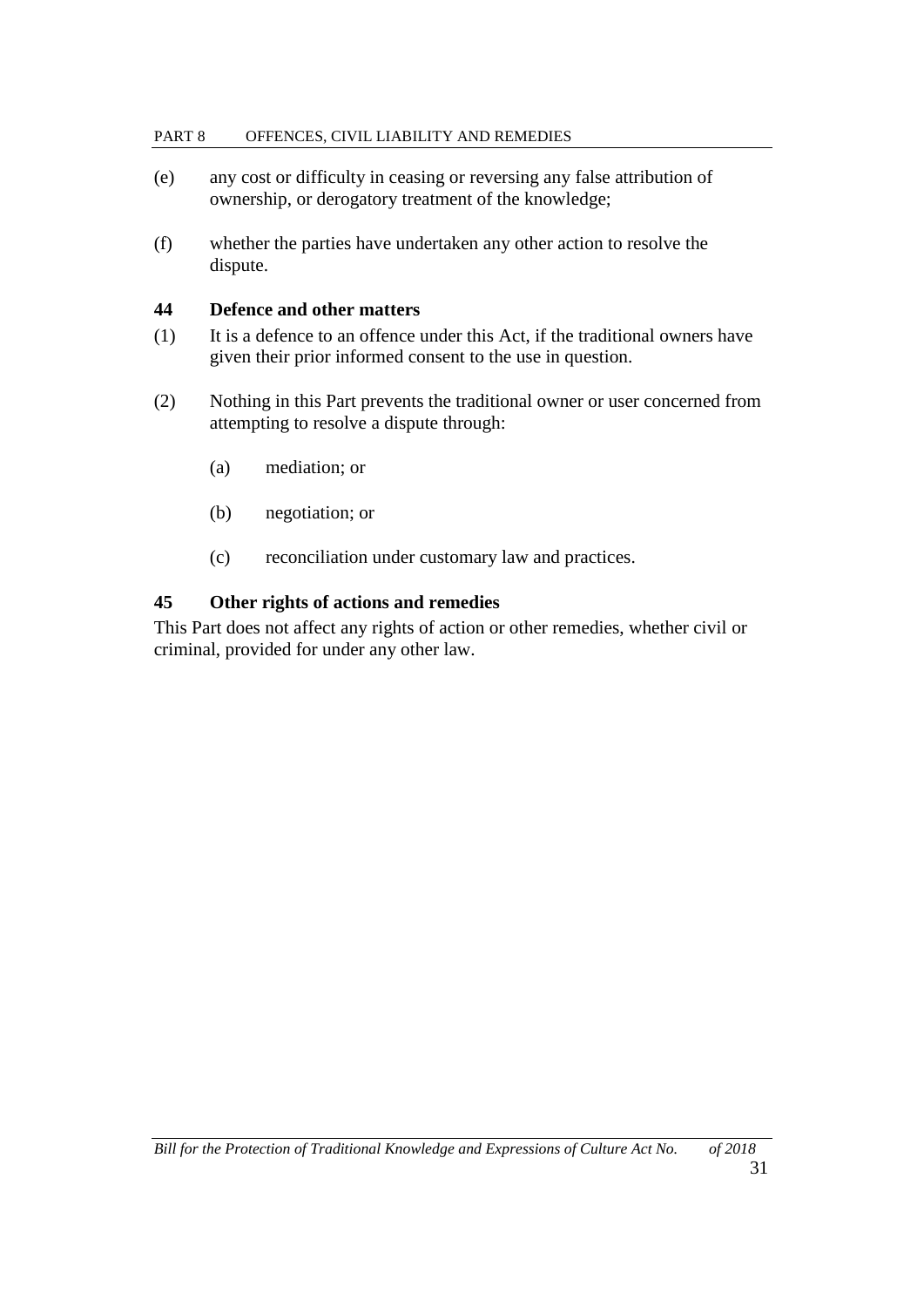(e) any cost or difficulty in ceasing or reversing any false attribution of ownership, or derogatory treatment of the knowledge;

(f) whether the parties have undertaken any other action to resolve the dispute.

### 44 Defence and other matters

(1) It is a defence to an offence under this Act, if the traditional owners have given their prior informed consent to the use in question.

(2) Nothing in this Part prevents the traditional owner or user concerned from attempting to resolve a dispute through:

   (a) mediation; or

   (b) negotiation; or

   (c) reconciliation under customary law and practices.

### 45 Other rights of actions and remedies

This Part does not affect any rights of action or other remedies, whether civil or criminal, provided for under any other law.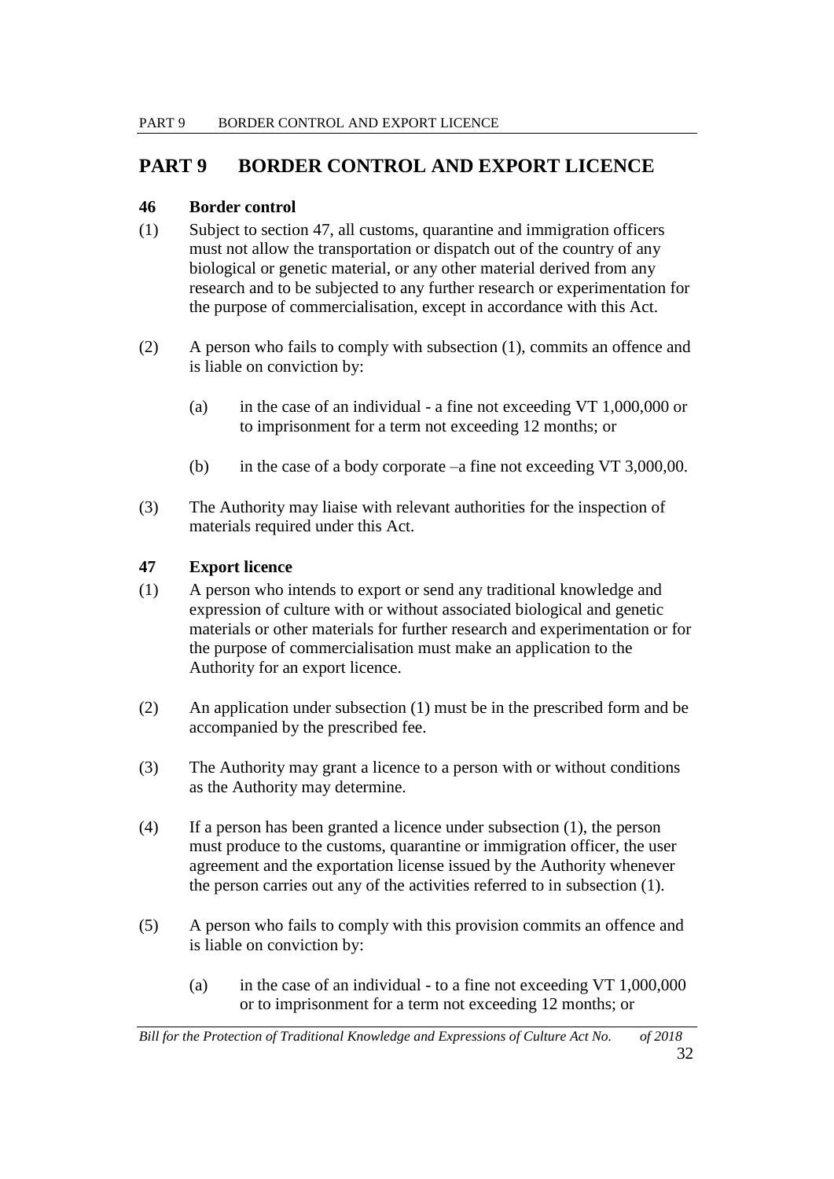# PART 9 BORDER CONTROL AND EXPORT LICENCE

### 46 Border control

(1) Subject to section 47, all customs, quarantine and immigration officers must not allow the transportation or dispatch out of the country of any biological or genetic material, or any other material derived from any research and to be subjected to any further research or experimentation for the purpose of commercialisation, except in accordance with this Act.

(2) A person who fails to comply with subsection (1), commits an offence and is liable on conviction by:

(a) in the case of an individual - a fine not exceeding VT 1,000,000 or to imprisonment for a term not exceeding 12 months; or

(b) in the case of a body corporate –a fine not exceeding VT 3,000,00.

(3) The Authority may liaise with relevant authorities for the inspection of materials required under this Act.

### 47 Export licence

(1) A person who intends to export or send any traditional knowledge and expression of culture with or without associated biological and genetic materials or other materials for further research and experimentation or for the purpose of commercialisation must make an application to the Authority for an export licence.

(2) An application under subsection (1) must be in the prescribed form and be accompanied by the prescribed fee.

(3) The Authority may grant a licence to a person with or without conditions as the Authority may determine.

(4) If a person has been granted a licence under subsection (1), the person must produce to the customs, quarantine or immigration officer, the user agreement and the exportation license issued by the Authority whenever the person carries out any of the activities referred to in subsection (1).

(5) A person who fails to comply with this provision commits an offence and is liable on conviction by:

(a) in the case of an individual - to a fine not exceeding VT 1,000,000 or to imprisonment for a term not exceeding 12 months; or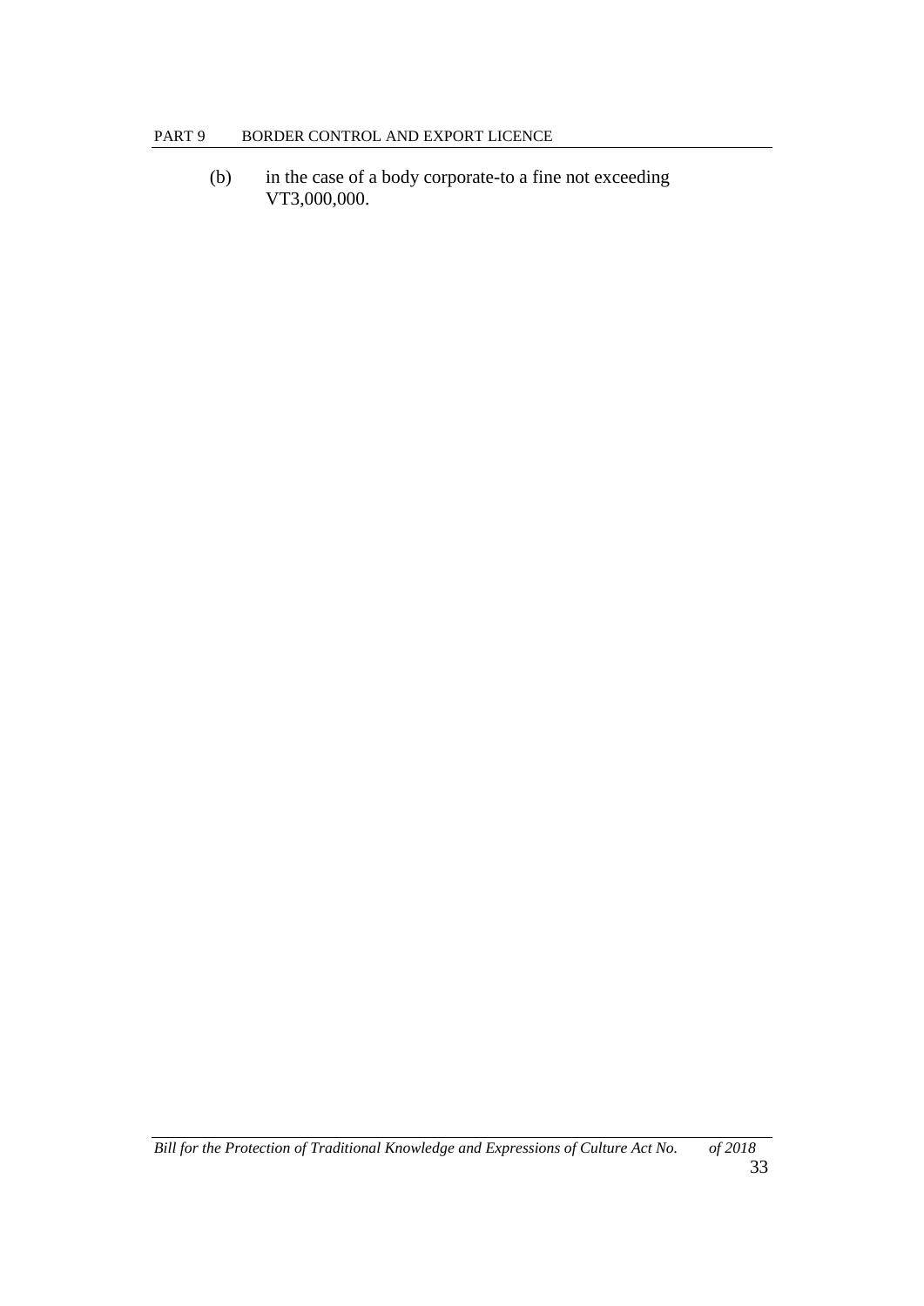(b) in the case of a body corporate-to a fine not exceeding VT3,000,000.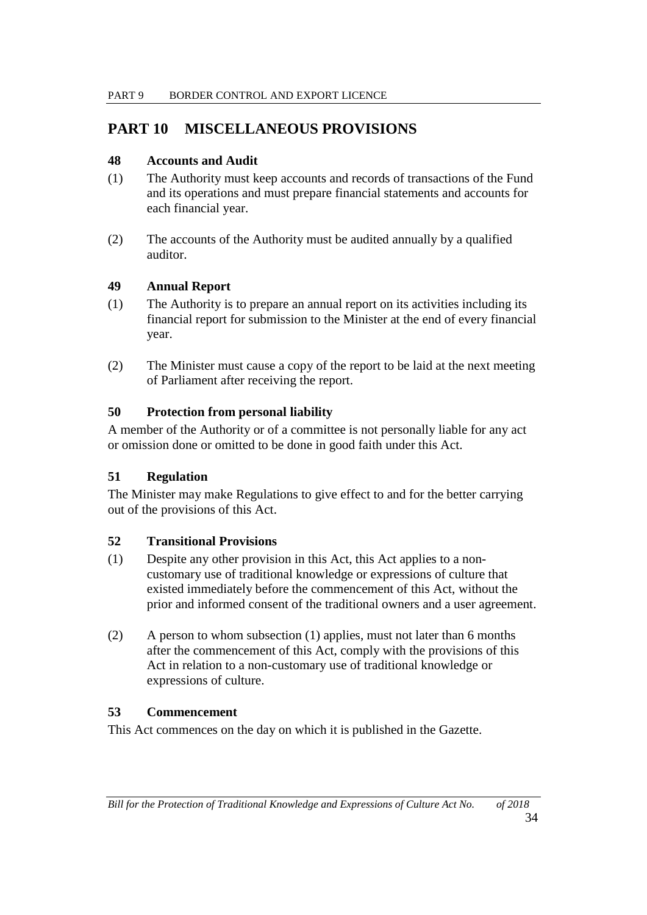# PART 10 MISCELLANEOUS PROVISIONS

### 48 Accounts and Audit

(1) The Authority must keep accounts and records of transactions of the Fund and its operations and must prepare financial statements and accounts for each financial year.

(2) The accounts of the Authority must be audited annually by a qualified auditor.

### 49 Annual Report

(1) The Authority is to prepare an annual report on its activities including its financial report for submission to the Minister at the end of every financial year.

(2) The Minister must cause a copy of the report to be laid at the next meeting of Parliament after receiving the report.

### 50 Protection from personal liability

A member of the Authority or of a committee is not personally liable for any act or omission done or omitted to be done in good faith under this Act.

### 51 Regulation

The Minister may make Regulations to give effect to and for the better carrying out of the provisions of this Act.

### 52 Transitional Provisions

(1) Despite any other provision in this Act, this Act applies to a non-customary use of traditional knowledge or expressions of culture that existed immediately before the commencement of this Act, without the prior and informed consent of the traditional owners and a user agreement.

(2) A person to whom subsection (1) applies, must not later than 6 months after the commencement of this Act, comply with the provisions of this Act in relation to a non-customary use of traditional knowledge or expressions of culture.

### 53 Commencement

This Act commences on the day on which it is published in the Gazette.